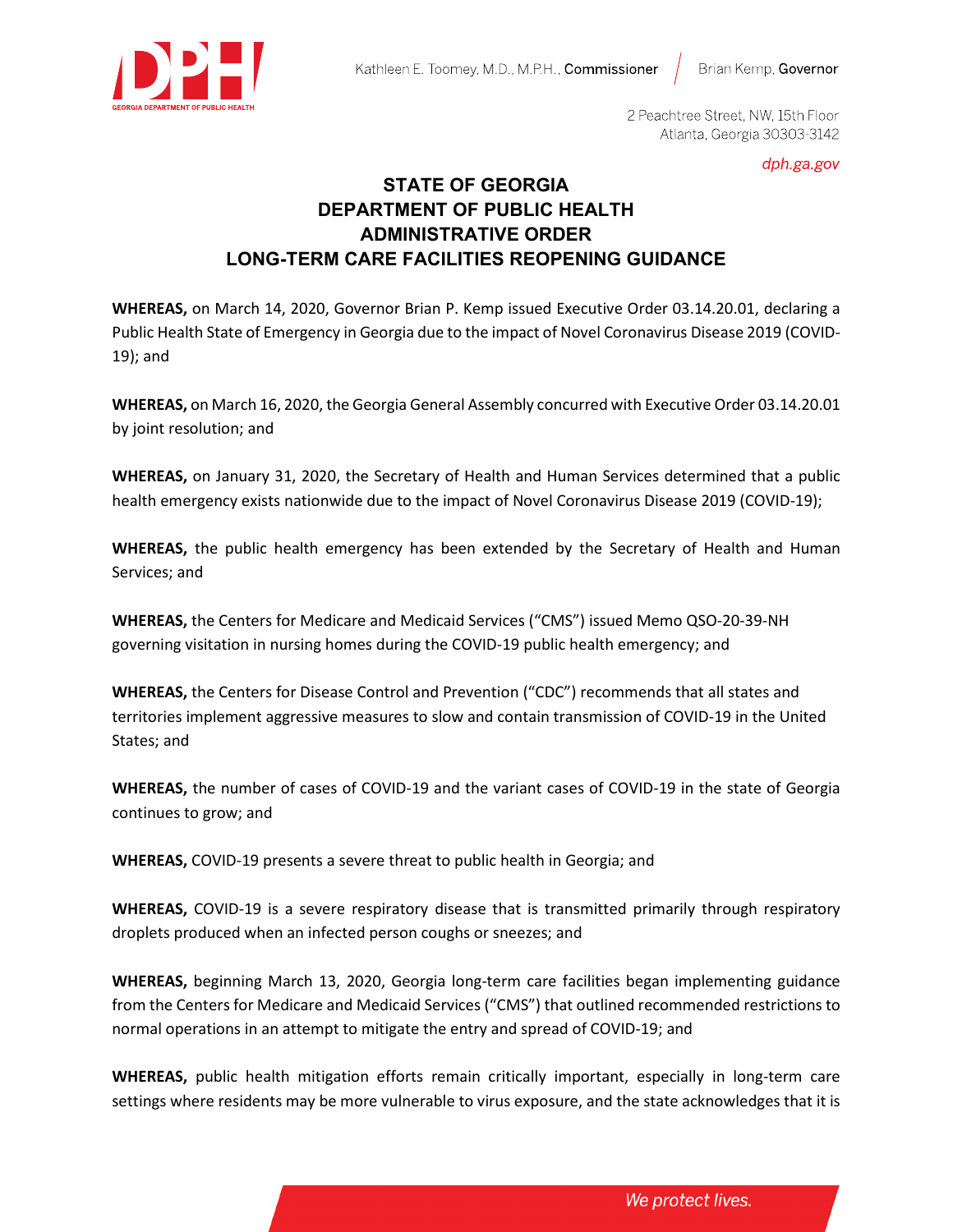# STATE OF GEORGIA
# DEPARTMENT OF PUBLIC HEALTH
# ADMINISTRATIVE ORDER
# LONG-TERM CARE FACILITIES REOPENING GUIDANCE

**WHEREAS,** on March 14, 2020, Governor Brian P. Kemp issued Executive Order 03.14.20.01, declaring a Public Health State of Emergency in Georgia due to the impact of Novel Coronavirus Disease 2019 (COVID-19); and

**WHEREAS,** on March 16, 2020, the Georgia General Assembly concurred with Executive Order 03.14.20.01 by joint resolution; and

**WHEREAS,** on January 31, 2020, the Secretary of Health and Human Services determined that a public health emergency exists nationwide due to the impact of Novel Coronavirus Disease 2019 (COVID-19);

**WHEREAS,** the public health emergency has been extended by the Secretary of Health and Human Services; and

**WHEREAS,** the Centers for Medicare and Medicaid Services ("CMS") issued Memo QSO-20-39-NH governing visitation in nursing homes during the COVID-19 public health emergency; and

**WHEREAS,** the Centers for Disease Control and Prevention ("CDC") recommends that all states and territories implement aggressive measures to slow and contain transmission of COVID-19 in the United States; and

**WHEREAS,** the number of cases of COVID-19 and the variant cases of COVID-19 in the state of Georgia continues to grow; and

**WHEREAS,** COVID-19 presents a severe threat to public health in Georgia; and

**WHEREAS,** COVID-19 is a severe respiratory disease that is transmitted primarily through respiratory droplets produced when an infected person coughs or sneezes; and

**WHEREAS,** beginning March 13, 2020, Georgia long-term care facilities began implementing guidance from the Centers for Medicare and Medicaid Services ("CMS") that outlined recommended restrictions to normal operations in an attempt to mitigate the entry and spread of COVID-19; and

**WHEREAS,** public health mitigation efforts remain critically important, especially in long-term care settings where residents may be more vulnerable to virus exposure, and the state acknowledges that it is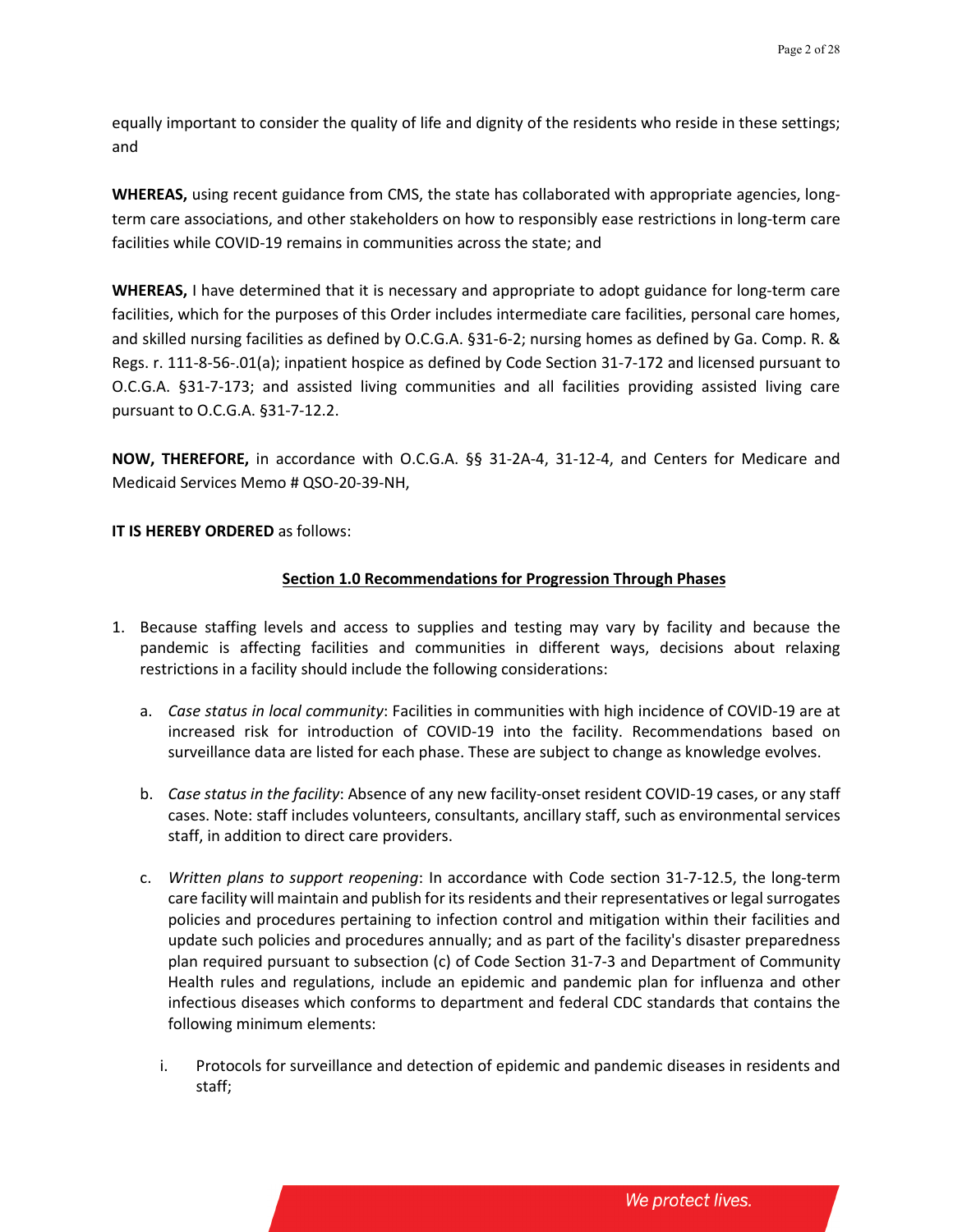equally important to consider the quality of life and dignity of the residents who reside in these settings; and

**WHEREAS,** using recent guidance from CMS, the state has collaborated with appropriate agencies, long-term care associations, and other stakeholders on how to responsibly ease restrictions in long-term care facilities while COVID-19 remains in communities across the state; and

**WHEREAS,** I have determined that it is necessary and appropriate to adopt guidance for long-term care facilities, which for the purposes of this Order includes intermediate care facilities, personal care homes, and skilled nursing facilities as defined by O.C.G.A. §31-6-2; nursing homes as defined by Ga. Comp. R. & Regs. r. 111-8-56-.01(a); inpatient hospice as defined by Code Section 31-7-172 and licensed pursuant to O.C.G.A. §31-7-173; and assisted living communities and all facilities providing assisted living care pursuant to O.C.G.A. §31-7-12.2.

**NOW, THEREFORE,** in accordance with O.C.G.A. §§ 31-2A-4, 31-12-4, and Centers for Medicare and Medicaid Services Memo # QSO-20-39-NH,

**IT IS HEREBY ORDERED** as follows:

## Section 1.0 Recommendations for Progression Through Phases

1. Because staffing levels and access to supplies and testing may vary by facility and because the pandemic is affecting facilities and communities in different ways, decisions about relaxing restrictions in a facility should include the following considerations:

   a. *Case status in local community*: Facilities in communities with high incidence of COVID-19 are at increased risk for introduction of COVID-19 into the facility. Recommendations based on surveillance data are listed for each phase. These are subject to change as knowledge evolves.

   b. *Case status in the facility*: Absence of any new facility-onset resident COVID-19 cases, or any staff cases. Note: staff includes volunteers, consultants, ancillary staff, such as environmental services staff, in addition to direct care providers.

   c. *Written plans to support reopening*: In accordance with Code section 31-7-12.5, the long-term care facility will maintain and publish for its residents and their representatives or legal surrogates policies and procedures pertaining to infection control and mitigation within their facilities and update such policies and procedures annually; and as part of the facility's disaster preparedness plan required pursuant to subsection (c) of Code Section 31-7-3 and Department of Community Health rules and regulations, include an epidemic and pandemic plan for influenza and other infectious diseases which conforms to department and federal CDC standards that contains the following minimum elements:

      i. Protocols for surveillance and detection of epidemic and pandemic diseases in residents and staff;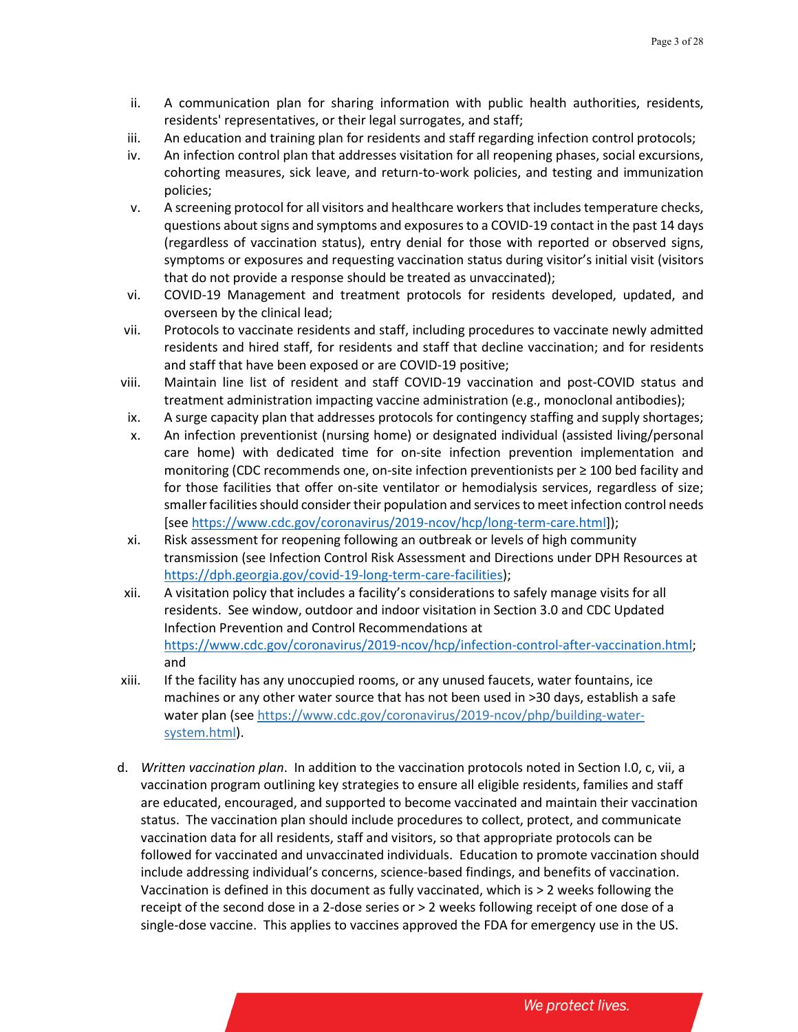ii. A communication plan for sharing information with public health authorities, residents, residents' representatives, or their legal surrogates, and staff;

iii. An education and training plan for residents and staff regarding infection control protocols;

iv. An infection control plan that addresses visitation for all reopening phases, social excursions, cohorting measures, sick leave, and return-to-work policies, and testing and immunization policies;

v. A screening protocol for all visitors and healthcare workers that includes temperature checks, questions about signs and symptoms and exposures to a COVID-19 contact in the past 14 days (regardless of vaccination status), entry denial for those with reported or observed signs, symptoms or exposures and requesting vaccination status during visitor's initial visit (visitors that do not provide a response should be treated as unvaccinated);

vi. COVID-19 Management and treatment protocols for residents developed, updated, and overseen by the clinical lead;

vii. Protocols to vaccinate residents and staff, including procedures to vaccinate newly admitted residents and hired staff, for residents and staff that decline vaccination; and for residents and staff that have been exposed or are COVID-19 positive;

viii. Maintain line list of resident and staff COVID-19 vaccination and post-COVID status and treatment administration impacting vaccine administration (e.g., monoclonal antibodies);

ix. A surge capacity plan that addresses protocols for contingency staffing and supply shortages;

x. An infection preventionist (nursing home) or designated individual (assisted living/personal care home) with dedicated time for on-site infection prevention implementation and monitoring (CDC recommends one, on-site infection preventionists per ≥ 100 bed facility and for those facilities that offer on-site ventilator or hemodialysis services, regardless of size; smaller facilities should consider their population and services to meet infection control needs [see https://www.cdc.gov/coronavirus/2019-ncov/hcp/long-term-care.html]);

xi. Risk assessment for reopening following an outbreak or levels of high community transmission (see Infection Control Risk Assessment and Directions under DPH Resources at https://dph.georgia.gov/covid-19-long-term-care-facilities);

xii. A visitation policy that includes a facility's considerations to safely manage visits for all residents. See window, outdoor and indoor visitation in Section 3.0 and CDC Updated Infection Prevention and Control Recommendations at https://www.cdc.gov/coronavirus/2019-ncov/hcp/infection-control-after-vaccination.html; and

xiii. If the facility has any unoccupied rooms, or any unused faucets, water fountains, ice machines or any other water source that has not been used in >30 days, establish a safe water plan (see https://www.cdc.gov/coronavirus/2019-ncov/php/building-water-system.html).

d. *Written vaccination plan*. In addition to the vaccination protocols noted in Section I.0, c, vii, a vaccination program outlining key strategies to ensure all eligible residents, families and staff are educated, encouraged, and supported to become vaccinated and maintain their vaccination status. The vaccination plan should include procedures to collect, protect, and communicate vaccination data for all residents, staff and visitors, so that appropriate protocols can be followed for vaccinated and unvaccinated individuals. Education to promote vaccination should include addressing individual's concerns, science-based findings, and benefits of vaccination. Vaccination is defined in this document as fully vaccinated, which is > 2 weeks following the receipt of the second dose in a 2-dose series or > 2 weeks following receipt of one dose of a single-dose vaccine. This applies to vaccines approved the FDA for emergency use in the US.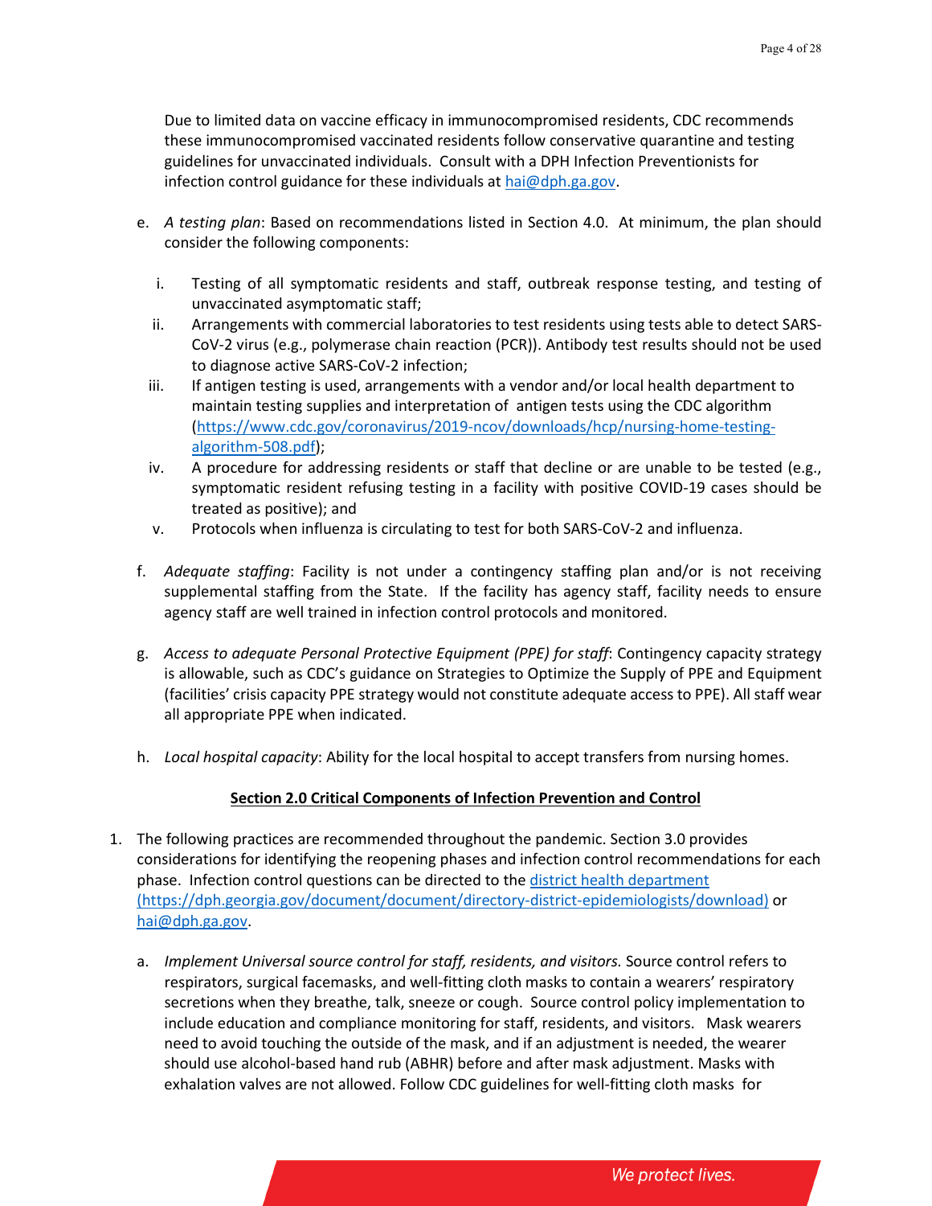Due to limited data on vaccine efficacy in immunocompromised residents, CDC recommends these immunocompromised vaccinated residents follow conservative quarantine and testing guidelines for unvaccinated individuals. Consult with a DPH Infection Preventionists for infection control guidance for these individuals at [hai@dph.ga.gov](mailto:hai@dph.ga.gov).

e. *A testing plan*: Based on recommendations listed in Section 4.0. At minimum, the plan should consider the following components:

   i. Testing of all symptomatic residents and staff, outbreak response testing, and testing of unvaccinated asymptomatic staff;
   
   ii. Arrangements with commercial laboratories to test residents using tests able to detect SARS-CoV-2 virus (e.g., polymerase chain reaction (PCR)). Antibody test results should not be used to diagnose active SARS-CoV-2 infection;
   
   iii. If antigen testing is used, arrangements with a vendor and/or local health department to maintain testing supplies and interpretation of antigen tests using the CDC algorithm ([https://www.cdc.gov/coronavirus/2019-ncov/downloads/hcp/nursing-home-testing-algorithm-508.pdf](https://www.cdc.gov/coronavirus/2019-ncov/downloads/hcp/nursing-home-testing-algorithm-508.pdf));
   
   iv. A procedure for addressing residents or staff that decline or are unable to be tested (e.g., symptomatic resident refusing testing in a facility with positive COVID-19 cases should be treated as positive); and
   
   v. Protocols when influenza is circulating to test for both SARS-CoV-2 and influenza.

f. *Adequate staffing*: Facility is not under a contingency staffing plan and/or is not receiving supplemental staffing from the State. If the facility has agency staff, facility needs to ensure agency staff are well trained in infection control protocols and monitored.

g. *Access to adequate Personal Protective Equipment (PPE) for staff*: Contingency capacity strategy is allowable, such as CDC's guidance on Strategies to Optimize the Supply of PPE and Equipment (facilities' crisis capacity PPE strategy would not constitute adequate access to PPE). All staff wear all appropriate PPE when indicated.

h. *Local hospital capacity*: Ability for the local hospital to accept transfers from nursing homes.

## Section 2.0 Critical Components of Infection Prevention and Control

1. The following practices are recommended throughout the pandemic. Section 3.0 provides considerations for identifying the reopening phases and infection control recommendations for each phase. Infection control questions can be directed to the [district health department (https://dph.georgia.gov/document/document/directory-district-epidemiologists/download)](https://dph.georgia.gov/document/document/directory-district-epidemiologists/download) or [hai@dph.ga.gov](mailto:hai@dph.ga.gov).

   a. *Implement Universal source control for staff, residents, and visitors.* Source control refers to respirators, surgical facemasks, and well-fitting cloth masks to contain a wearers' respiratory secretions when they breathe, talk, sneeze or cough. Source control policy implementation to include education and compliance monitoring for staff, residents, and visitors. Mask wearers need to avoid touching the outside of the mask, and if an adjustment is needed, the wearer should use alcohol-based hand rub (ABHR) before and after mask adjustment. Masks with exhalation valves are not allowed. Follow CDC guidelines for well-fitting cloth masks for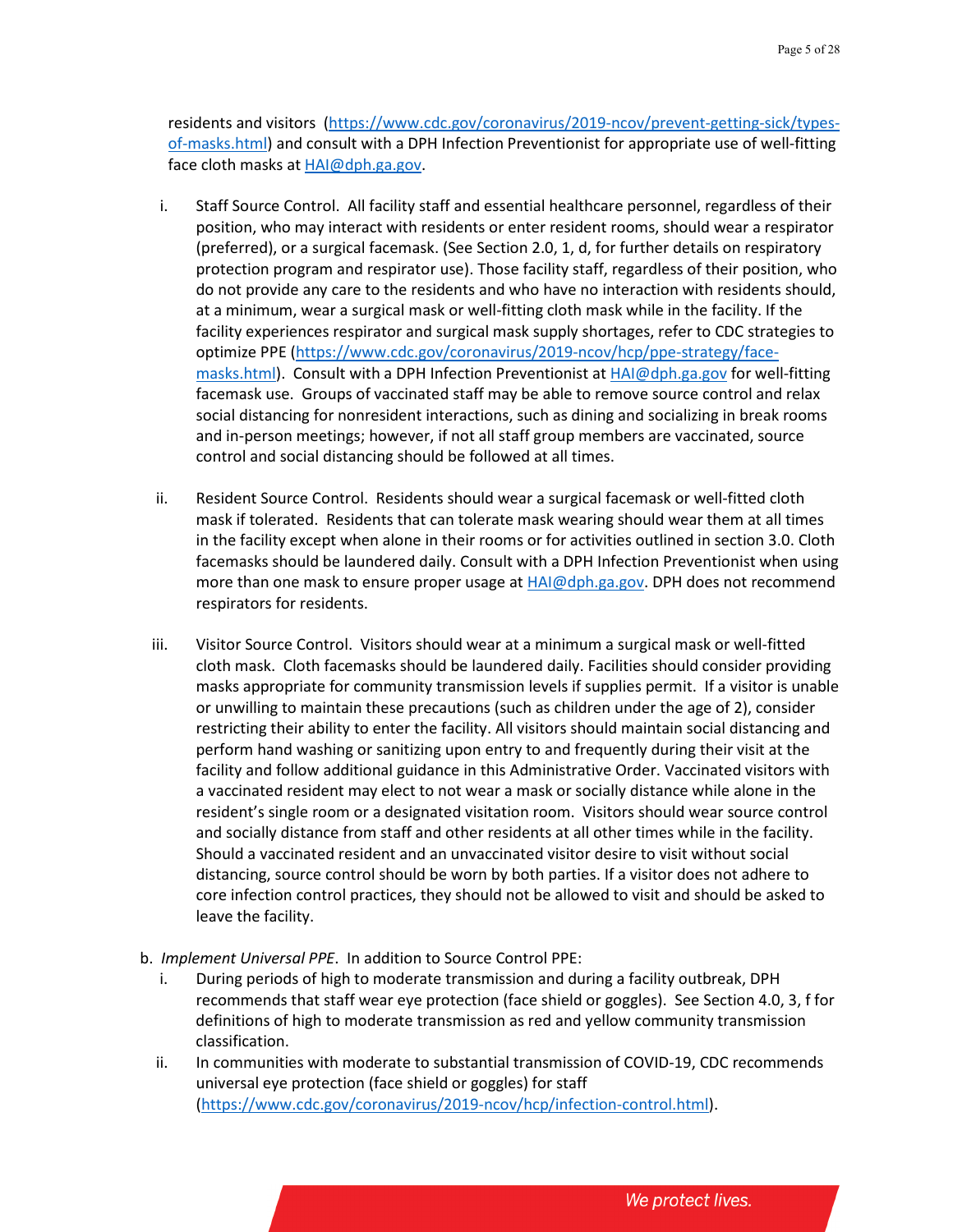residents and visitors (https://www.cdc.gov/coronavirus/2019-ncov/prevent-getting-sick/types-of-masks.html) and consult with a DPH Infection Preventionist for appropriate use of well-fitting face cloth masks at HAI@dph.ga.gov.

i. Staff Source Control. All facility staff and essential healthcare personnel, regardless of their position, who may interact with residents or enter resident rooms, should wear a respirator (preferred), or a surgical facemask. (See Section 2.0, 1, d, for further details on respiratory protection program and respirator use). Those facility staff, regardless of their position, who do not provide any care to the residents and who have no interaction with residents should, at a minimum, wear a surgical mask or well-fitting cloth mask while in the facility. If the facility experiences respirator and surgical mask supply shortages, refer to CDC strategies to optimize PPE (https://www.cdc.gov/coronavirus/2019-ncov/hcp/ppe-strategy/face-masks.html). Consult with a DPH Infection Preventionist at HAI@dph.ga.gov for well-fitting facemask use. Groups of vaccinated staff may be able to remove source control and relax social distancing for nonresident interactions, such as dining and socializing in break rooms and in-person meetings; however, if not all staff group members are vaccinated, source control and social distancing should be followed at all times.

ii. Resident Source Control. Residents should wear a surgical facemask or well-fitted cloth mask if tolerated. Residents that can tolerate mask wearing should wear them at all times in the facility except when alone in their rooms or for activities outlined in section 3.0. Cloth facemasks should be laundered daily. Consult with a DPH Infection Preventionist when using more than one mask to ensure proper usage at HAI@dph.ga.gov. DPH does not recommend respirators for residents.

iii. Visitor Source Control. Visitors should wear at a minimum a surgical mask or well-fitted cloth mask. Cloth facemasks should be laundered daily. Facilities should consider providing masks appropriate for community transmission levels if supplies permit. If a visitor is unable or unwilling to maintain these precautions (such as children under the age of 2), consider restricting their ability to enter the facility. All visitors should maintain social distancing and perform hand washing or sanitizing upon entry to and frequently during their visit at the facility and follow additional guidance in this Administrative Order. Vaccinated visitors with a vaccinated resident may elect to not wear a mask or socially distance while alone in the resident's single room or a designated visitation room. Visitors should wear source control and socially distance from staff and other residents at all other times while in the facility. Should a vaccinated resident and an unvaccinated visitor desire to visit without social distancing, source control should be worn by both parties. If a visitor does not adhere to core infection control practices, they should not be allowed to visit and should be asked to leave the facility.

b. *Implement Universal PPE*. In addition to Source Control PPE:

i. During periods of high to moderate transmission and during a facility outbreak, DPH recommends that staff wear eye protection (face shield or goggles). See Section 4.0, 3, f for definitions of high to moderate transmission as red and yellow community transmission classification.

ii. In communities with moderate to substantial transmission of COVID-19, CDC recommends universal eye protection (face shield or goggles) for staff (https://www.cdc.gov/coronavirus/2019-ncov/hcp/infection-control.html).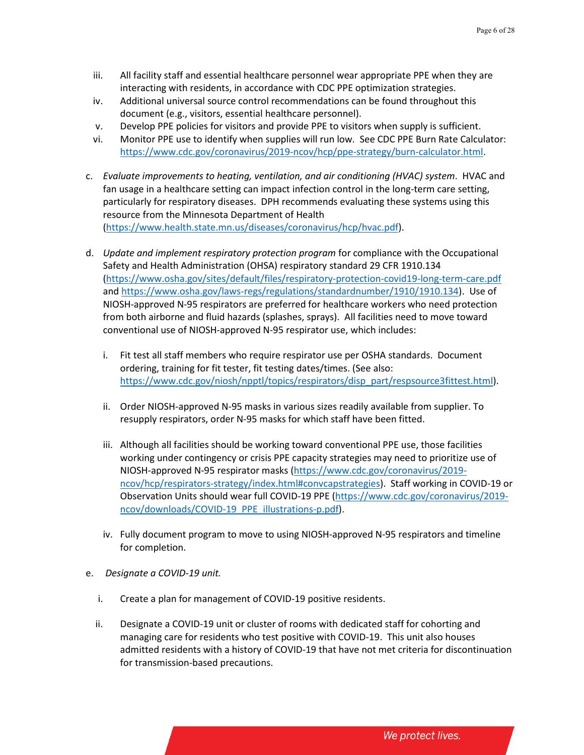iii. All facility staff and essential healthcare personnel wear appropriate PPE when they are interacting with residents, in accordance with CDC PPE optimization strategies.

iv. Additional universal source control recommendations can be found throughout this document (e.g., visitors, essential healthcare personnel).

v. Develop PPE policies for visitors and provide PPE to visitors when supply is sufficient.

vi. Monitor PPE use to identify when supplies will run low. See CDC PPE Burn Rate Calculator: https://www.cdc.gov/coronavirus/2019-ncov/hcp/ppe-strategy/burn-calculator.html.

c. *Evaluate improvements to heating, ventilation, and air conditioning (HVAC) system*. HVAC and fan usage in a healthcare setting can impact infection control in the long-term care setting, particularly for respiratory diseases. DPH recommends evaluating these systems using this resource from the Minnesota Department of Health (https://www.health.state.mn.us/diseases/coronavirus/hcp/hvac.pdf).

d. *Update and implement respiratory protection program* for compliance with the Occupational Safety and Health Administration (OHSA) respiratory standard 29 CFR 1910.134 (https://www.osha.gov/sites/default/files/respiratory-protection-covid19-long-term-care.pdf and https://www.osha.gov/laws-regs/regulations/standardnumber/1910/1910.134). Use of NIOSH-approved N-95 respirators are preferred for healthcare workers who need protection from both airborne and fluid hazards (splashes, sprays). All facilities need to move toward conventional use of NIOSH-approved N-95 respirator use, which includes:

   i. Fit test all staff members who require respirator use per OSHA standards. Document ordering, training for fit tester, fit testing dates/times. (See also: https://www.cdc.gov/niosh/npptl/topics/respirators/disp_part/respsource3fittest.html).

   ii. Order NIOSH-approved N-95 masks in various sizes readily available from supplier. To resupply respirators, order N-95 masks for which staff have been fitted.

   iii. Although all facilities should be working toward conventional PPE use, those facilities working under contingency or crisis PPE capacity strategies may need to prioritize use of NIOSH-approved N-95 respirator masks (https://www.cdc.gov/coronavirus/2019-ncov/hcp/respirators-strategy/index.html#convcapstrategies). Staff working in COVID-19 or Observation Units should wear full COVID-19 PPE (https://www.cdc.gov/coronavirus/2019-ncov/downloads/COVID-19_PPE_illustrations-p.pdf).

   iv. Fully document program to move to using NIOSH-approved N-95 respirators and timeline for completion.

e. *Designate a COVID-19 unit.*

   i. Create a plan for management of COVID-19 positive residents.

   ii. Designate a COVID-19 unit or cluster of rooms with dedicated staff for cohorting and managing care for residents who test positive with COVID-19. This unit also houses admitted residents with a history of COVID-19 that have not met criteria for discontinuation for transmission-based precautions.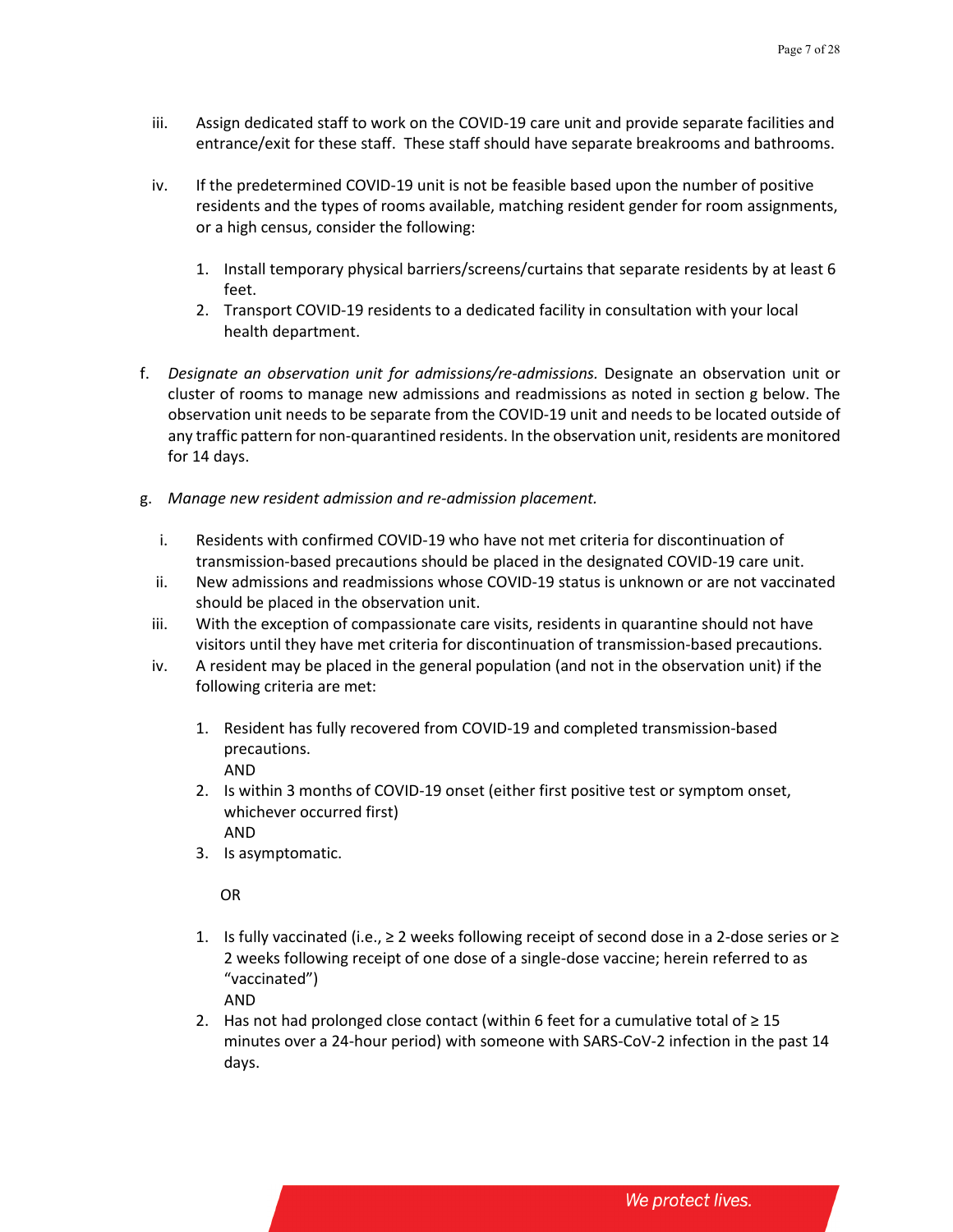iii. Assign dedicated staff to work on the COVID-19 care unit and provide separate facilities and entrance/exit for these staff. These staff should have separate breakrooms and bathrooms.

iv. If the predetermined COVID-19 unit is not be feasible based upon the number of positive residents and the types of rooms available, matching resident gender for room assignments, or a high census, consider the following:

   1. Install temporary physical barriers/screens/curtains that separate residents by at least 6 feet.
   2. Transport COVID-19 residents to a dedicated facility in consultation with your local health department.

f. *Designate an observation unit for admissions/re-admissions.* Designate an observation unit or cluster of rooms to manage new admissions and readmissions as noted in section g below. The observation unit needs to be separate from the COVID-19 unit and needs to be located outside of any traffic pattern for non-quarantined residents. In the observation unit, residents are monitored for 14 days.

g. *Manage new resident admission and re-admission placement.*

i. Residents with confirmed COVID-19 who have not met criteria for discontinuation of transmission-based precautions should be placed in the designated COVID-19 care unit.

ii. New admissions and readmissions whose COVID-19 status is unknown or are not vaccinated should be placed in the observation unit.

iii. With the exception of compassionate care visits, residents in quarantine should not have visitors until they have met criteria for discontinuation of transmission-based precautions.

iv. A resident may be placed in the general population (and not in the observation unit) if the following criteria are met:

   1. Resident has fully recovered from COVID-19 and completed transmission-based precautions.
      AND
   2. Is within 3 months of COVID-19 onset (either first positive test or symptom onset, whichever occurred first)
      AND
   3. Is asymptomatic.

   OR

   1. Is fully vaccinated (i.e., ≥ 2 weeks following receipt of second dose in a 2-dose series or ≥ 2 weeks following receipt of one dose of a single-dose vaccine; herein referred to as "vaccinated")
      AND
   2. Has not had prolonged close contact (within 6 feet for a cumulative total of ≥ 15 minutes over a 24-hour period) with someone with SARS-CoV-2 infection in the past 14 days.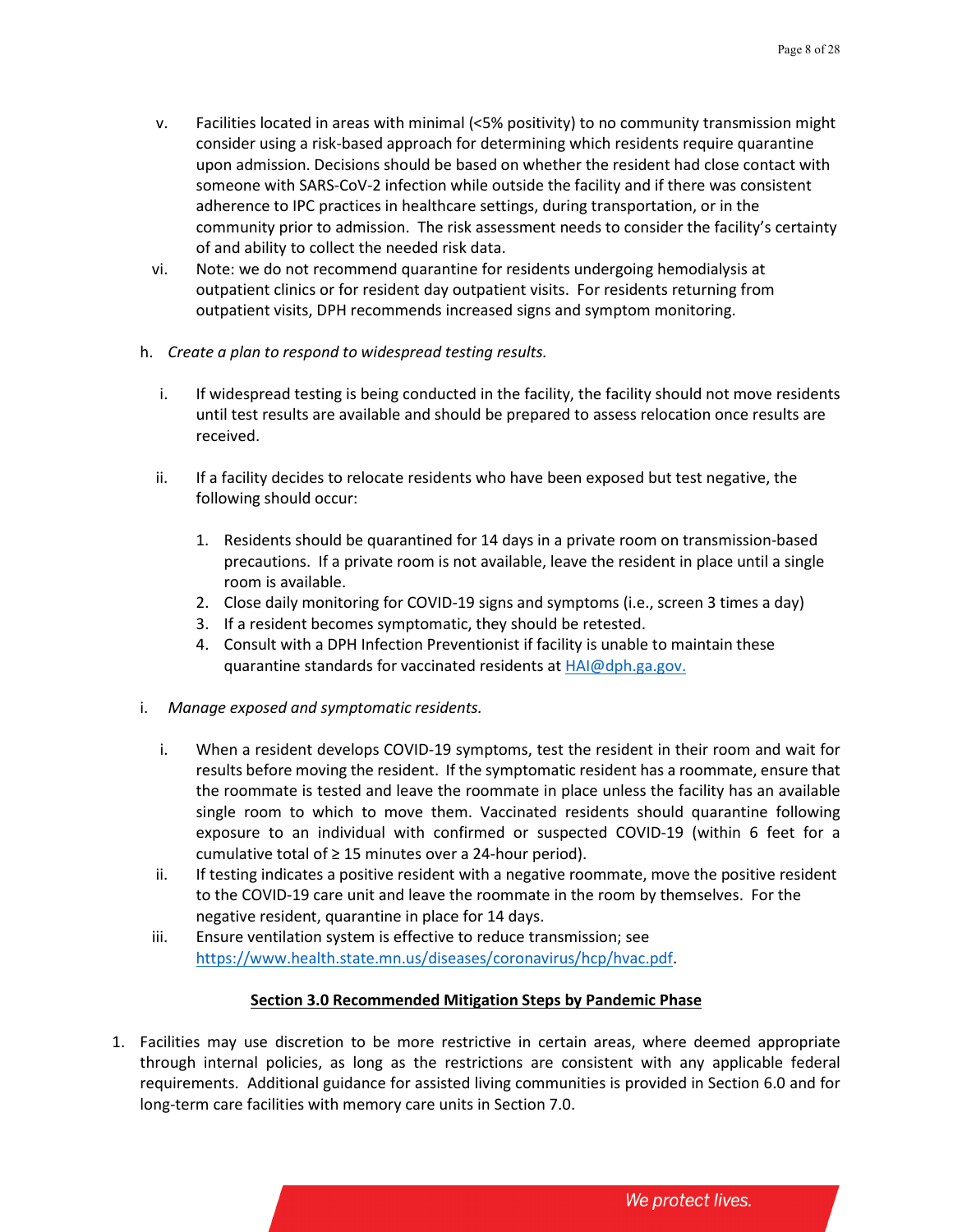v. Facilities located in areas with minimal (<5% positivity) to no community transmission might consider using a risk-based approach for determining which residents require quarantine upon admission. Decisions should be based on whether the resident had close contact with someone with SARS-CoV-2 infection while outside the facility and if there was consistent adherence to IPC practices in healthcare settings, during transportation, or in the community prior to admission. The risk assessment needs to consider the facility's certainty of and ability to collect the needed risk data.

vi. Note: we do not recommend quarantine for residents undergoing hemodialysis at outpatient clinics or for resident day outpatient visits. For residents returning from outpatient visits, DPH recommends increased signs and symptom monitoring.

h. *Create a plan to respond to widespread testing results.*

i. If widespread testing is being conducted in the facility, the facility should not move residents until test results are available and should be prepared to assess relocation once results are received.

ii. If a facility decides to relocate residents who have been exposed but test negative, the following should occur:

1. Residents should be quarantined for 14 days in a private room on transmission-based precautions. If a private room is not available, leave the resident in place until a single room is available.
2. Close daily monitoring for COVID-19 signs and symptoms (i.e., screen 3 times a day)
3. If a resident becomes symptomatic, they should be retested.
4. Consult with a DPH Infection Preventionist if facility is unable to maintain these quarantine standards for vaccinated residents at HAI@dph.ga.gov.

i. *Manage exposed and symptomatic residents.*

i. When a resident develops COVID-19 symptoms, test the resident in their room and wait for results before moving the resident. If the symptomatic resident has a roommate, ensure that the roommate is tested and leave the roommate in place unless the facility has an available single room to which to move them. Vaccinated residents should quarantine following exposure to an individual with confirmed or suspected COVID-19 (within 6 feet for a cumulative total of ≥ 15 minutes over a 24-hour period).

ii. If testing indicates a positive resident with a negative roommate, move the positive resident to the COVID-19 care unit and leave the roommate in the room by themselves. For the negative resident, quarantine in place for 14 days.

iii. Ensure ventilation system is effective to reduce transmission; see https://www.health.state.mn.us/diseases/coronavirus/hcp/hvac.pdf.

## Section 3.0 Recommended Mitigation Steps by Pandemic Phase

1. Facilities may use discretion to be more restrictive in certain areas, where deemed appropriate through internal policies, as long as the restrictions are consistent with any applicable federal requirements. Additional guidance for assisted living communities is provided in Section 6.0 and for long-term care facilities with memory care units in Section 7.0.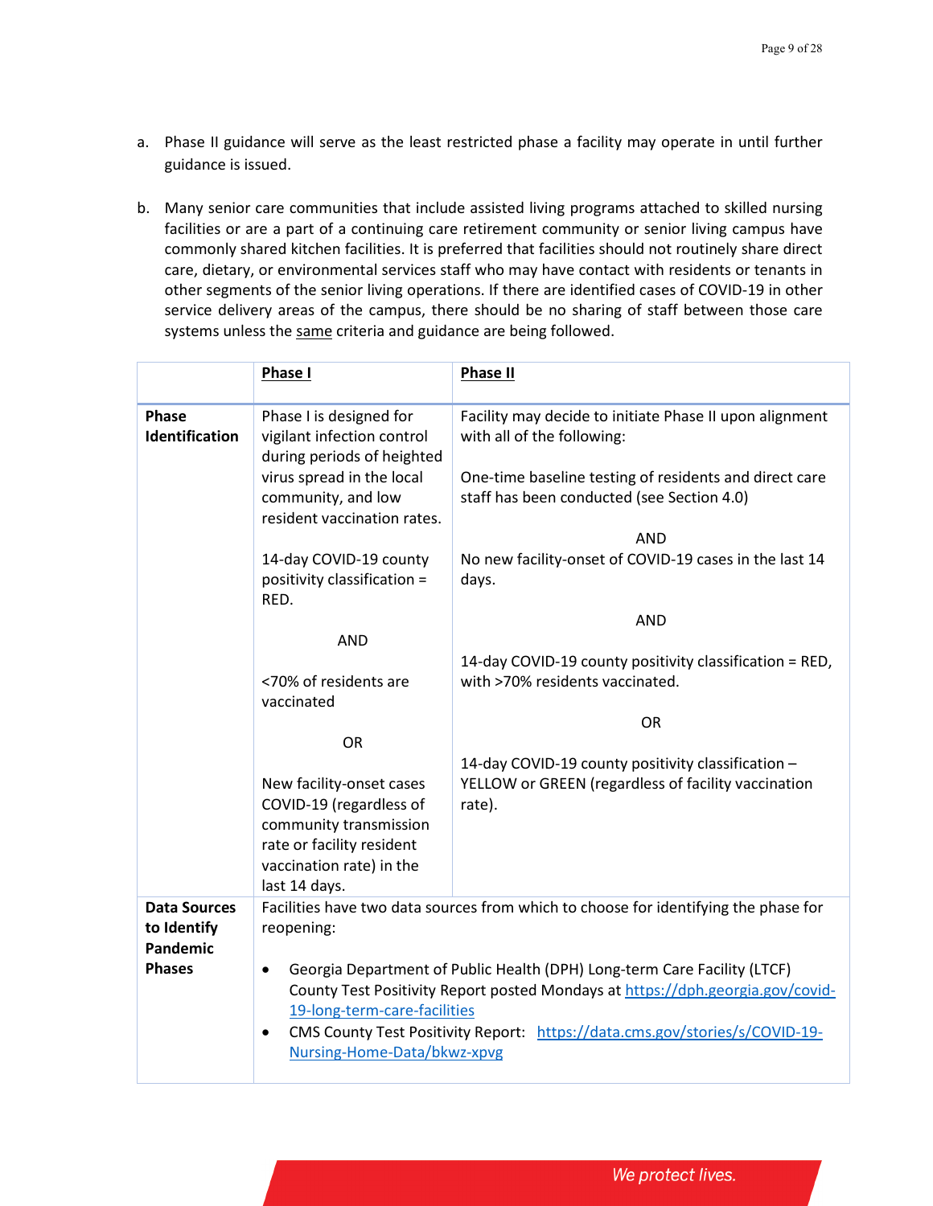a. Phase II guidance will serve as the least restricted phase a facility may operate in until further guidance is issued.

b. Many senior care communities that include assisted living programs attached to skilled nursing facilities or are a part of a continuing care retirement community or senior living campus have commonly shared kitchen facilities. It is preferred that facilities should not routinely share direct care, dietary, or environmental services staff who may have contact with residents or tenants in other segments of the senior living operations. If there are identified cases of COVID-19 in other service delivery areas of the campus, there should be no sharing of staff between those care systems unless the same criteria and guidance are being followed.

| | **Phase I** | **Phase II** |
|---|---|---|
| **Phase Identification** | Phase I is designed for vigilant infection control during periods of heighted virus spread in the local community, and low resident vaccination rates.<br><br>14-day COVID-19 county positivity classification = RED.<br><br>AND<br><br><70% of residents are vaccinated<br><br>OR<br><br>New facility-onset cases COVID-19 (regardless of community transmission rate or facility resident vaccination rate) in the last 14 days. | Facility may decide to initiate Phase II upon alignment with all of the following:<br><br>One-time baseline testing of residents and direct care staff has been conducted (see Section 4.0)<br><br>AND<br><br>No new facility-onset of COVID-19 cases in the last 14 days.<br><br>AND<br><br>14-day COVID-19 county positivity classification = RED, with >70% residents vaccinated.<br><br>OR<br><br>14-day COVID-19 county positivity classification – YELLOW or GREEN (regardless of facility vaccination rate). |
| **Data Sources to Identify Pandemic Phases** | Facilities have two data sources from which to choose for identifying the phase for reopening:<br><br>• Georgia Department of Public Health (DPH) Long-term Care Facility (LTCF) County Test Positivity Report posted Mondays at https://dph.georgia.gov/covid-19-long-term-care-facilities<br>• CMS County Test Positivity Report: https://data.cms.gov/stories/s/COVID-19-Nursing-Home-Data/bkwz-xpvg | |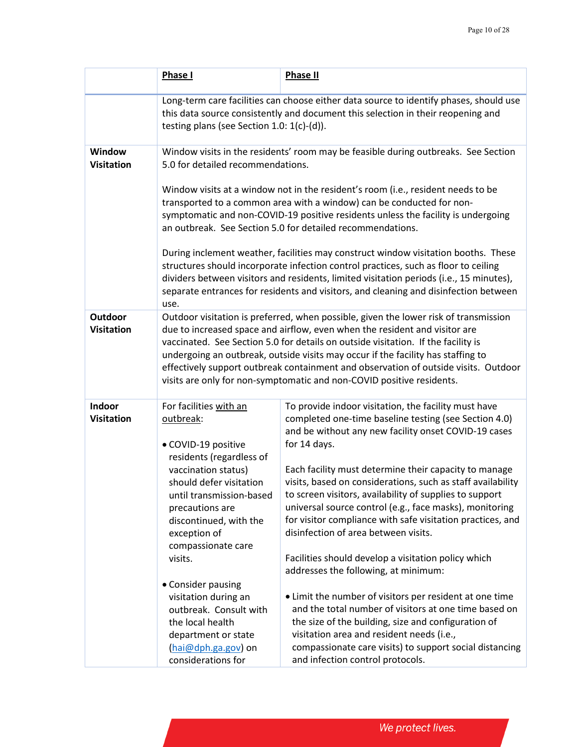| | Phase I | Phase II |
|---|---|---|
| | Long-term care facilities can choose either data source to identify phases, should use this data source consistently and document this selection in their reopening and testing plans (see Section 1.0: 1(c)-(d)). | |
| **Window Visitation** | Window visits in the residents' room may be feasible during outbreaks. See Section 5.0 for detailed recommendations.<br><br>Window visits at a window not in the resident's room (i.e., resident needs to be transported to a common area with a window) can be conducted for non-symptomatic and non-COVID-19 positive residents unless the facility is undergoing an outbreak. See Section 5.0 for detailed recommendations.<br><br>During inclement weather, facilities may construct window visitation booths. These structures should incorporate infection control practices, such as floor to ceiling dividers between visitors and residents, limited visitation periods (i.e., 15 minutes), separate entrances for residents and visitors, and cleaning and disinfection between use. | |
| **Outdoor Visitation** | Outdoor visitation is preferred, when possible, given the lower risk of transmission due to increased space and airflow, even when the resident and visitor are vaccinated. See Section 5.0 for details on outside visitation. If the facility is undergoing an outbreak, outside visits may occur if the facility has staffing to effectively support outbreak containment and observation of outside visits. Outdoor visits are only for non-symptomatic and non-COVID positive residents. | |
| **Indoor Visitation** | For facilities with an outbreak:<br><br>• COVID-19 positive residents (regardless of vaccination status) should defer visitation until transmission-based precautions are discontinued, with the exception of compassionate care visits.<br><br>• Consider pausing visitation during an outbreak. Consult with the local health department or state (hai@dph.ga.gov) on considerations for | To provide indoor visitation, the facility must have completed one-time baseline testing (see Section 4.0) and be without any new facility onset COVID-19 cases for 14 days.<br><br>Each facility must determine their capacity to manage visits, based on considerations, such as staff availability to screen visitors, availability of supplies to support universal source control (e.g., face masks), monitoring for visitor compliance with safe visitation practices, and disinfection of area between visits.<br><br>Facilities should develop a visitation policy which addresses the following, at minimum:<br><br>• Limit the number of visitors per resident at one time and the total number of visitors at one time based on the size of the building, size and configuration of visitation area and resident needs (i.e., compassionate care visits) to support social distancing and infection control protocols. |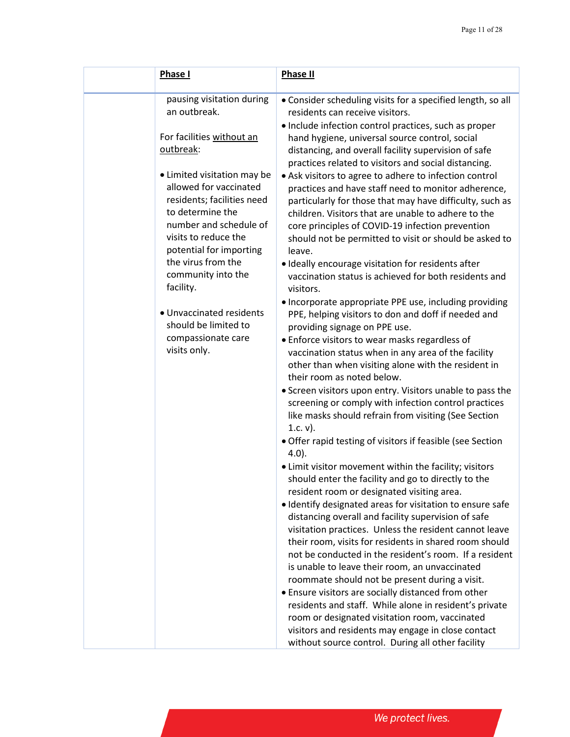| | **Phase I** | **Phase II** |
|---|---|---|
| | pausing visitation during an outbreak.<br><br>For facilities without an outbreak:<br><br>• Limited visitation may be allowed for vaccinated residents; facilities need to determine the number and schedule of visits to reduce the potential for importing the virus from the community into the facility.<br><br>• Unvaccinated residents should be limited to compassionate care visits only. | • Consider scheduling visits for a specified length, so all residents can receive visitors.<br>• Include infection control practices, such as proper hand hygiene, universal source control, social distancing, and overall facility supervision of safe practices related to visitors and social distancing.<br>• Ask visitors to agree to adhere to infection control practices and have staff need to monitor adherence, particularly for those that may have difficulty, such as children. Visitors that are unable to adhere to the core principles of COVID-19 infection prevention should not be permitted to visit or should be asked to leave.<br>• Ideally encourage visitation for residents after vaccination status is achieved for both residents and visitors.<br>• Incorporate appropriate PPE use, including providing PPE, helping visitors to don and doff if needed and providing signage on PPE use.<br>• Enforce visitors to wear masks regardless of vaccination status when in any area of the facility other than when visiting alone with the resident in their room as noted below.<br>• Screen visitors upon entry. Visitors unable to pass the screening or comply with infection control practices like masks should refrain from visiting (See Section 1.c. v).<br>• Offer rapid testing of visitors if feasible (see Section 4.0).<br>• Limit visitor movement within the facility; visitors should enter the facility and go to directly to the resident room or designated visiting area.<br>• Identify designated areas for visitation to ensure safe distancing overall and facility supervision of safe visitation practices. Unless the resident cannot leave their room, visits for residents in shared room should not be conducted in the resident's room. If a resident is unable to leave their room, an unvaccinated roommate should not be present during a visit.<br>• Ensure visitors are socially distanced from other residents and staff. While alone in resident's private room or designated visitation room, vaccinated visitors and residents may engage in close contact without source control. During all other facility |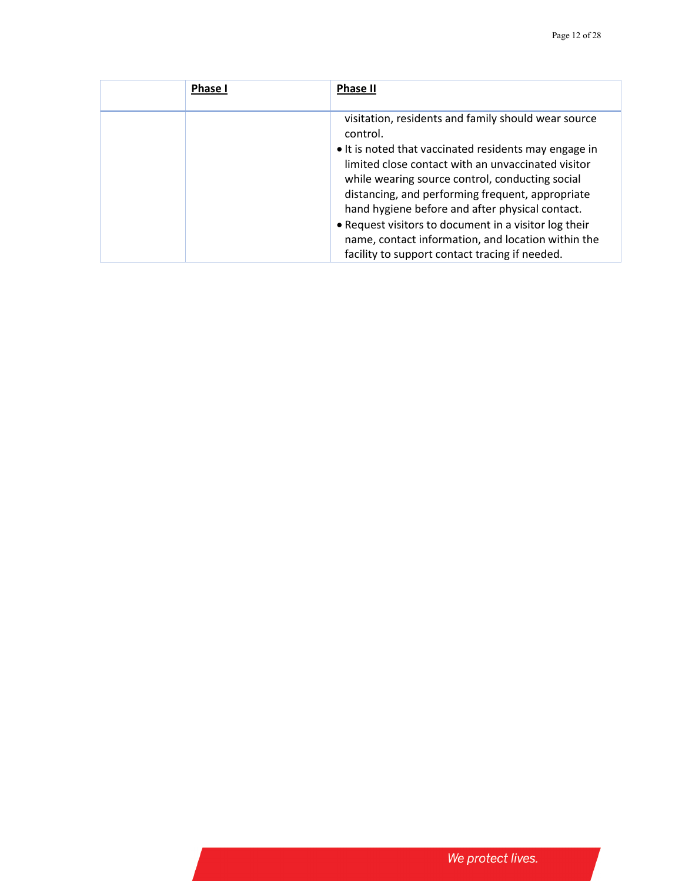| | **Phase I** | **Phase II** |
|---|---|---|
| | | visitation, residents and family should wear source control.<br>• It is noted that vaccinated residents may engage in limited close contact with an unvaccinated visitor while wearing source control, conducting social distancing, and performing frequent, appropriate hand hygiene before and after physical contact.<br>• Request visitors to document in a visitor log their name, contact information, and location within the facility to support contact tracing if needed. |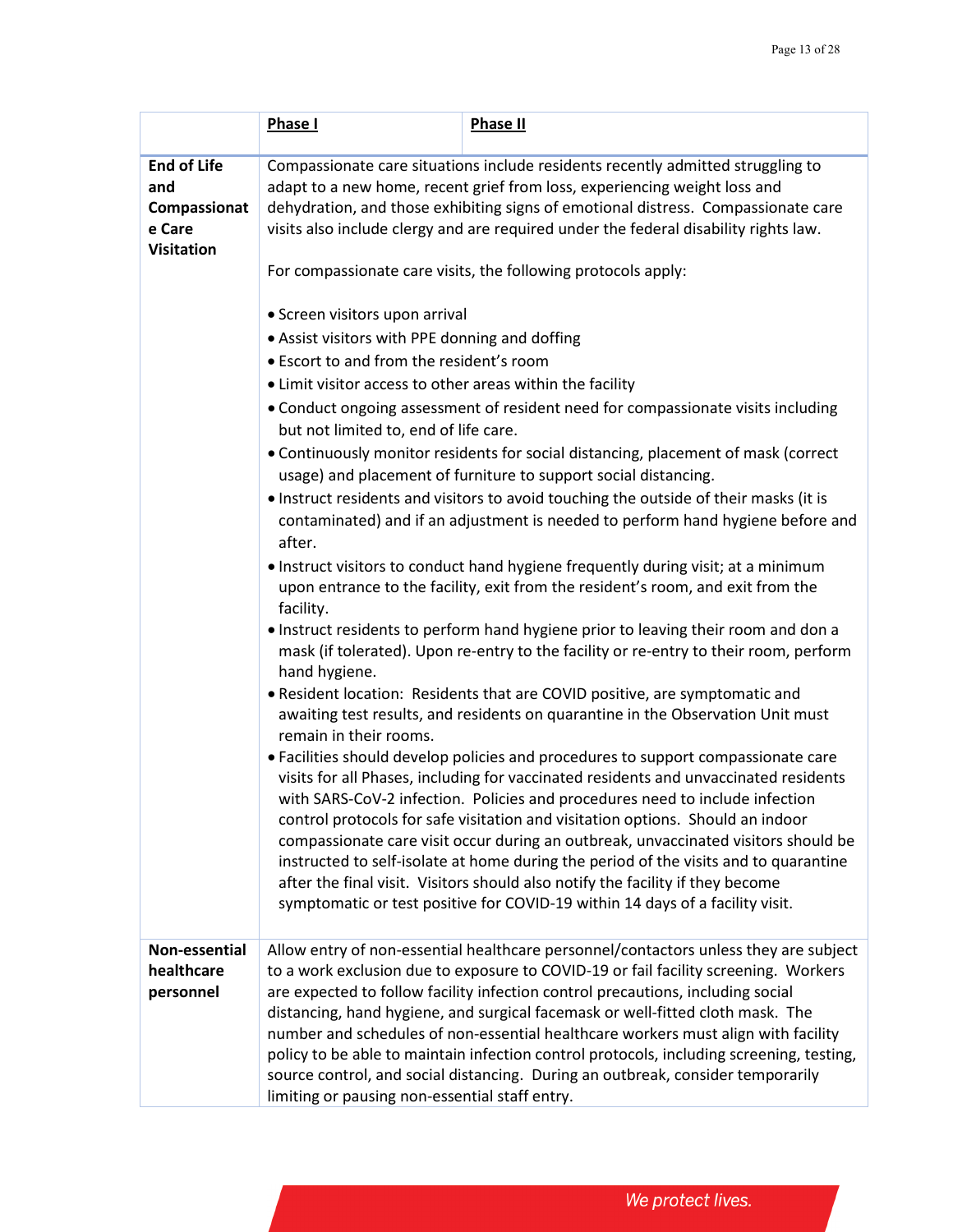| | Phase I | Phase II |
|---|---|---|
| **End of Life and Compassionate Care Visitation** | Compassionate care situations include residents recently admitted struggling to adapt to a new home, recent grief from loss, experiencing weight loss and dehydration, and those exhibiting signs of emotional distress. Compassionate care visits also include clergy and are required under the federal disability rights law.<br><br>For compassionate care visits, the following protocols apply:<br><br>• Screen visitors upon arrival<br>• Assist visitors with PPE donning and doffing<br>• Escort to and from the resident's room<br>• Limit visitor access to other areas within the facility<br>• Conduct ongoing assessment of resident need for compassionate visits including but not limited to, end of life care.<br>• Continuously monitor residents for social distancing, placement of mask (correct usage) and placement of furniture to support social distancing.<br>• Instruct residents and visitors to avoid touching the outside of their masks (it is contaminated) and if an adjustment is needed to perform hand hygiene before and after.<br>• Instruct visitors to conduct hand hygiene frequently during visit; at a minimum upon entrance to the facility, exit from the resident's room, and exit from the facility.<br>• Instruct residents to perform hand hygiene prior to leaving their room and don a mask (if tolerated). Upon re-entry to the facility or re-entry to their room, perform hand hygiene.<br>• Resident location: Residents that are COVID positive, are symptomatic and awaiting test results, and residents on quarantine in the Observation Unit must remain in their rooms.<br>• Facilities should develop policies and procedures to support compassionate care visits for all Phases, including for vaccinated residents and unvaccinated residents with SARS-CoV-2 infection. Policies and procedures need to include infection control protocols for safe visitation and visitation options. Should an indoor compassionate care visit occur during an outbreak, unvaccinated visitors should be instructed to self-isolate at home during the period of the visits and to quarantine after the final visit. Visitors should also notify the facility if they become symptomatic or test positive for COVID-19 within 14 days of a facility visit. | |
| **Non-essential healthcare personnel** | Allow entry of non-essential healthcare personnel/contactors unless they are subject to a work exclusion due to exposure to COVID-19 or fail facility screening. Workers are expected to follow facility infection control precautions, including social distancing, hand hygiene, and surgical facemask or well-fitted cloth mask. The number and schedules of non-essential healthcare workers must align with facility policy to be able to maintain infection control protocols, including screening, testing, source control, and social distancing. During an outbreak, consider temporarily limiting or pausing non-essential staff entry. | |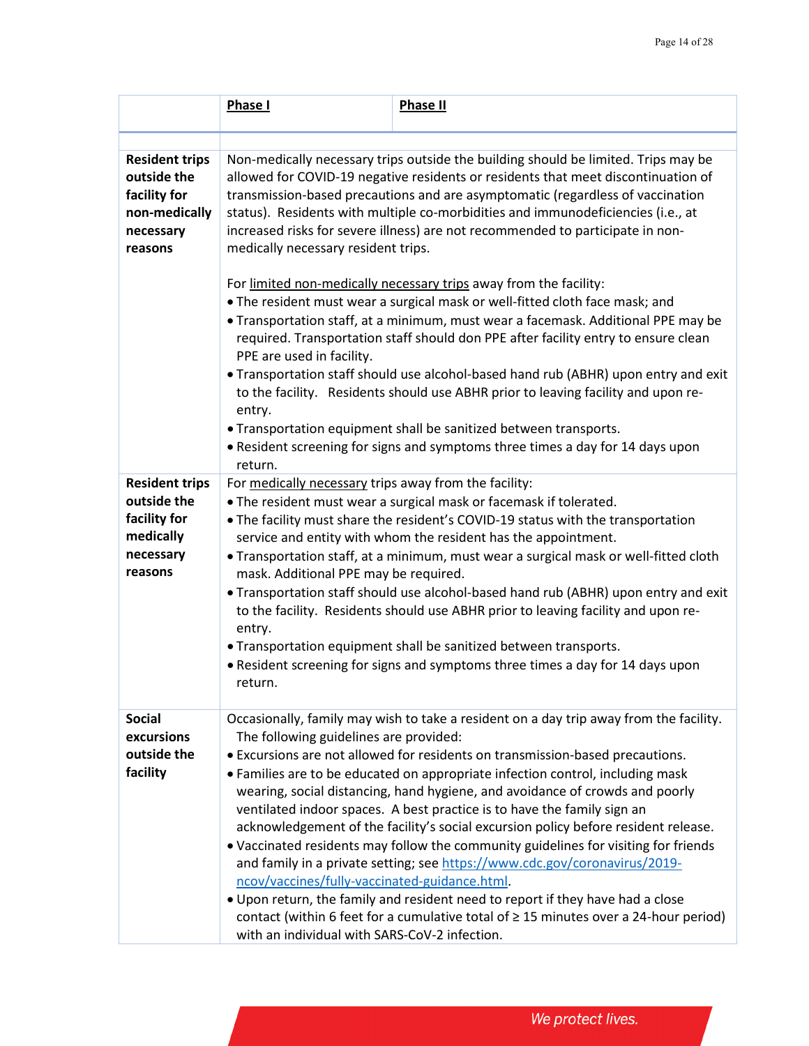| | Phase I | Phase II |
|---|---|---|
| | | |
| **Resident trips outside the facility for non-medically necessary reasons** | Non-medically necessary trips outside the building should be limited. Trips may be allowed for COVID-19 negative residents or residents that meet discontinuation of transmission-based precautions and are asymptomatic (regardless of vaccination status). Residents with multiple co-morbidities and immunodeficiencies (i.e., at increased risks for severe illness) are not recommended to participate in non-medically necessary resident trips.<br><br>For limited non-medically necessary trips away from the facility:<br>• The resident must wear a surgical mask or well-fitted cloth face mask; and<br>• Transportation staff, at a minimum, must wear a facemask. Additional PPE may be required. Transportation staff should don PPE after facility entry to ensure clean PPE are used in facility.<br>• Transportation staff should use alcohol-based hand rub (ABHR) upon entry and exit to the facility. Residents should use ABHR prior to leaving facility and upon re-entry.<br>• Transportation equipment shall be sanitized between transports.<br>• Resident screening for signs and symptoms three times a day for 14 days upon return. | |
| **Resident trips outside the facility for medically necessary reasons** | For medically necessary trips away from the facility:<br>• The resident must wear a surgical mask or facemask if tolerated.<br>• The facility must share the resident's COVID-19 status with the transportation service and entity with whom the resident has the appointment.<br>• Transportation staff, at a minimum, must wear a surgical mask or well-fitted cloth mask. Additional PPE may be required.<br>• Transportation staff should use alcohol-based hand rub (ABHR) upon entry and exit to the facility. Residents should use ABHR prior to leaving facility and upon re-entry.<br>• Transportation equipment shall be sanitized between transports.<br>• Resident screening for signs and symptoms three times a day for 14 days upon return. | |
| **Social excursions outside the facility** | Occasionally, family may wish to take a resident on a day trip away from the facility. The following guidelines are provided:<br>• Excursions are not allowed for residents on transmission-based precautions.<br>• Families are to be educated on appropriate infection control, including mask wearing, social distancing, hand hygiene, and avoidance of crowds and poorly ventilated indoor spaces. A best practice is to have the family sign an acknowledgement of the facility's social excursion policy before resident release.<br>• Vaccinated residents may follow the community guidelines for visiting for friends and family in a private setting; see https://www.cdc.gov/coronavirus/2019-ncov/vaccines/fully-vaccinated-guidance.html.<br>• Upon return, the family and resident need to report if they have had a close contact (within 6 feet for a cumulative total of ≥ 15 minutes over a 24-hour period) with an individual with SARS-CoV-2 infection. | |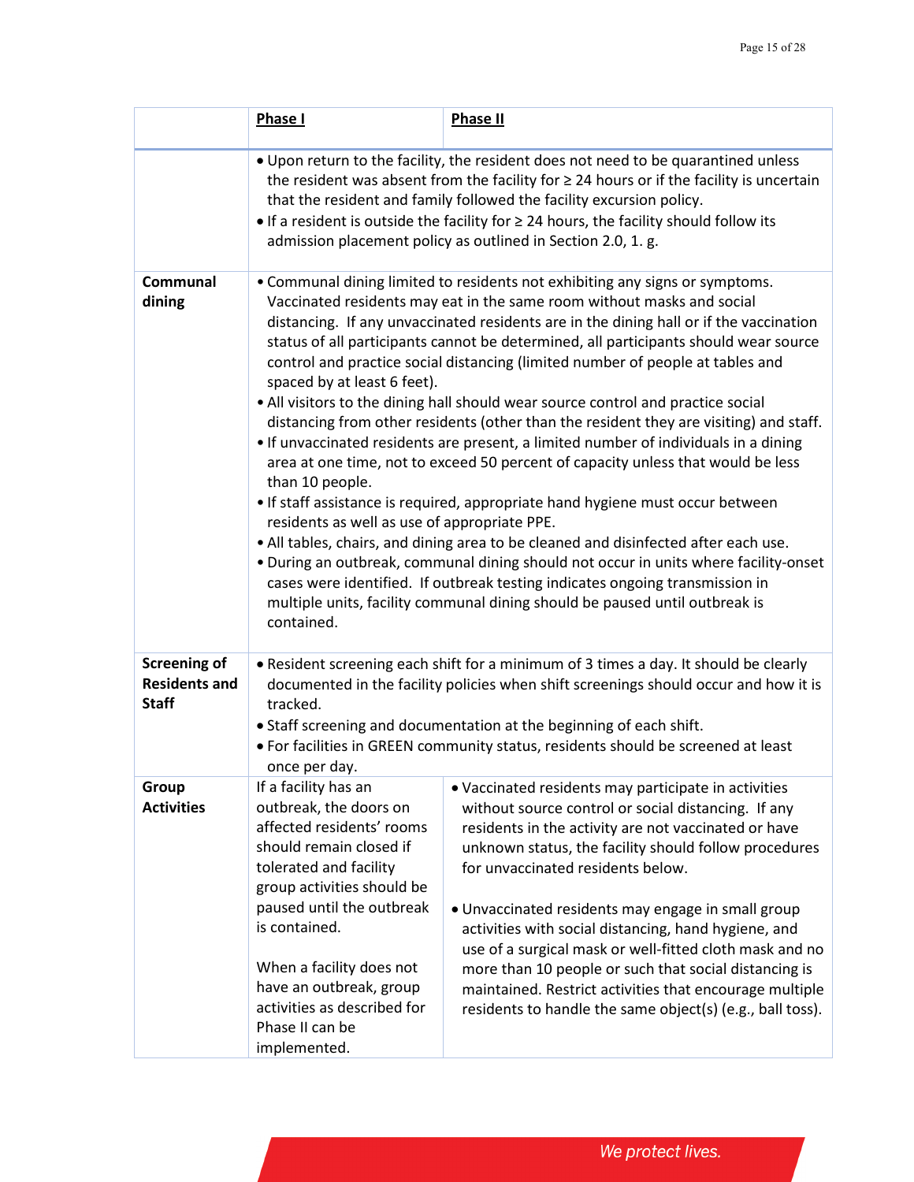| | Phase I | Phase II |
|---|---|---|
| | • Upon return to the facility, the resident does not need to be quarantined unless the resident was absent from the facility for ≥ 24 hours or if the facility is uncertain that the resident and family followed the facility excursion policy.<br>• If a resident is outside the facility for ≥ 24 hours, the facility should follow its admission placement policy as outlined in Section 2.0, 1. g. | |
| **Communal dining** | • Communal dining limited to residents not exhibiting any signs or symptoms. Vaccinated residents may eat in the same room without masks and social distancing. If any unvaccinated residents are in the dining hall or if the vaccination status of all participants cannot be determined, all participants should wear source control and practice social distancing (limited number of people at tables and spaced by at least 6 feet).<br>• All visitors to the dining hall should wear source control and practice social distancing from other residents (other than the resident they are visiting) and staff.<br>• If unvaccinated residents are present, a limited number of individuals in a dining area at one time, not to exceed 50 percent of capacity unless that would be less than 10 people.<br>• If staff assistance is required, appropriate hand hygiene must occur between residents as well as use of appropriate PPE.<br>• All tables, chairs, and dining area to be cleaned and disinfected after each use.<br>• During an outbreak, communal dining should not occur in units where facility-onset cases were identified. If outbreak testing indicates ongoing transmission in multiple units, facility communal dining should be paused until outbreak is contained. | |
| **Screening of Residents and Staff** | • Resident screening each shift for a minimum of 3 times a day. It should be clearly documented in the facility policies when shift screenings should occur and how it is tracked.<br>• Staff screening and documentation at the beginning of each shift.<br>• For facilities in GREEN community status, residents should be screened at least once per day. | |
| **Group Activities** | If a facility has an outbreak, the doors on affected residents' rooms should remain closed if tolerated and facility group activities should be paused until the outbreak is contained.<br><br>When a facility does not have an outbreak, group activities as described for Phase II can be implemented. | • Vaccinated residents may participate in activities without source control or social distancing. If any residents in the activity are not vaccinated or have unknown status, the facility should follow procedures for unvaccinated residents below.<br><br>• Unvaccinated residents may engage in small group activities with social distancing, hand hygiene, and use of a surgical mask or well-fitted cloth mask and no more than 10 people or such that social distancing is maintained. Restrict activities that encourage multiple residents to handle the same object(s) (e.g., ball toss). |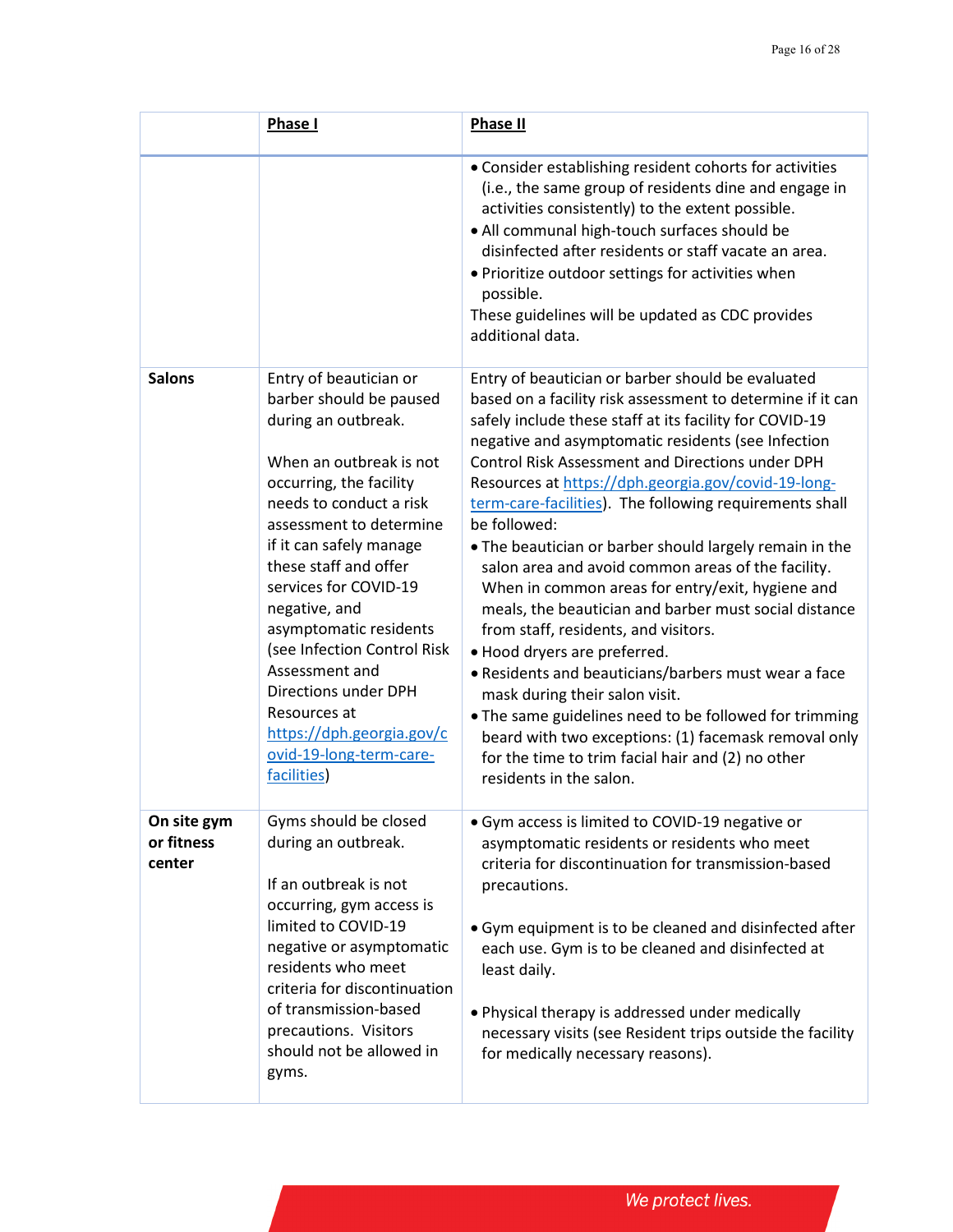|  | Phase I | Phase II |
|---|---|---|
|  |  | • Consider establishing resident cohorts for activities (i.e., the same group of residents dine and engage in activities consistently) to the extent possible.<br>• All communal high-touch surfaces should be disinfected after residents or staff vacate an area.<br>• Prioritize outdoor settings for activities when possible.<br>These guidelines will be updated as CDC provides additional data. |
| **Salons** | Entry of beautician or barber should be paused during an outbreak.<br><br>When an outbreak is not occurring, the facility needs to conduct a risk assessment to determine if it can safely manage these staff and offer services for COVID-19 negative, and asymptomatic residents (see Infection Control Risk Assessment and Directions under DPH Resources at https://dph.georgia.gov/covid-19-long-term-care-facilities) | Entry of beautician or barber should be evaluated based on a facility risk assessment to determine if it can safely include these staff at its facility for COVID-19 negative and asymptomatic residents (see Infection Control Risk Assessment and Directions under DPH Resources at https://dph.georgia.gov/covid-19-long-term-care-facilities). The following requirements shall be followed:<br>• The beautician or barber should largely remain in the salon area and avoid common areas of the facility. When in common areas for entry/exit, hygiene and meals, the beautician and barber must social distance from staff, residents, and visitors.<br>• Hood dryers are preferred.<br>• Residents and beauticians/barbers must wear a face mask during their salon visit.<br>• The same guidelines need to be followed for trimming beard with two exceptions: (1) facemask removal only for the time to trim facial hair and (2) no other residents in the salon. |
| **On site gym or fitness center** | Gyms should be closed during an outbreak.<br><br>If an outbreak is not occurring, gym access is limited to COVID-19 negative or asymptomatic residents who meet criteria for discontinuation of transmission-based precautions. Visitors should not be allowed in gyms. | • Gym access is limited to COVID-19 negative or asymptomatic residents or residents who meet criteria for discontinuation for transmission-based precautions.<br><br>• Gym equipment is to be cleaned and disinfected after each use. Gym is to be cleaned and disinfected at least daily.<br><br>• Physical therapy is addressed under medically necessary visits (see Resident trips outside the facility for medically necessary reasons). |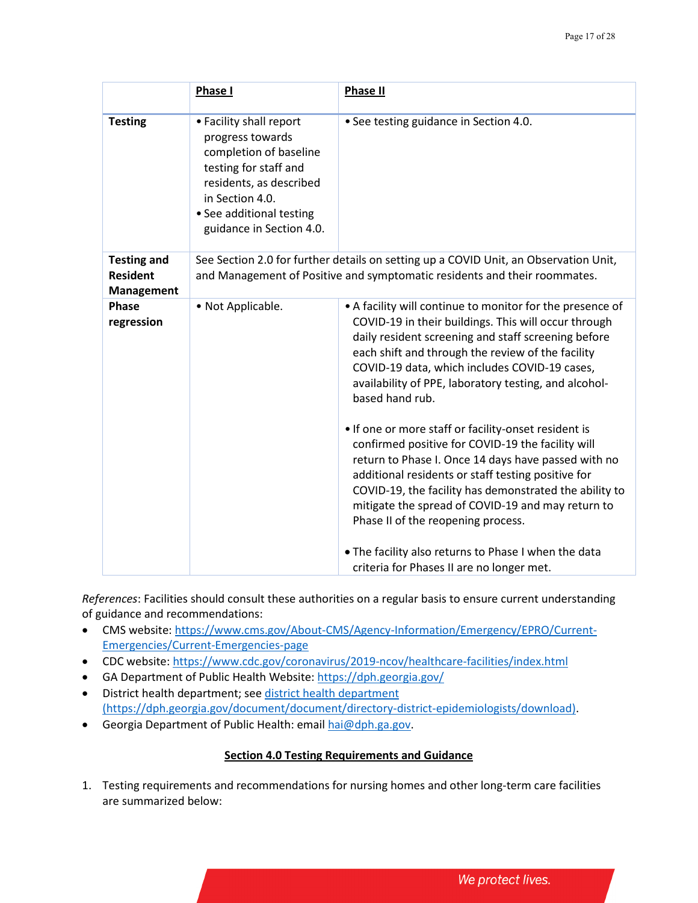| | **Phase I** | **Phase II** |
|---|---|---|
| **Testing** | • Facility shall report progress towards completion of baseline testing for staff and residents, as described in Section 4.0.<br>• See additional testing guidance in Section 4.0. | • See testing guidance in Section 4.0. |
| **Testing and Resident Management** | See Section 2.0 for further details on setting up a COVID Unit, an Observation Unit, and Management of Positive and symptomatic residents and their roommates. | |
| **Phase regression** | • Not Applicable. | • A facility will continue to monitor for the presence of COVID-19 in their buildings. This will occur through daily resident screening and staff screening before each shift and through the review of the facility COVID-19 data, which includes COVID-19 cases, availability of PPE, laboratory testing, and alcohol-based hand rub.<br><br>• If one or more staff or facility-onset resident is confirmed positive for COVID-19 the facility will return to Phase I. Once 14 days have passed with no additional residents or staff testing positive for COVID-19, the facility has demonstrated the ability to mitigate the spread of COVID-19 and may return to Phase II of the reopening process.<br><br>• The facility also returns to Phase I when the data criteria for Phases II are no longer met. |

*References*: Facilities should consult these authorities on a regular basis to ensure current understanding of guidance and recommendations:

- CMS website: https://www.cms.gov/About-CMS/Agency-Information/Emergency/EPRO/Current-Emergencies/Current-Emergencies-page
- CDC website: https://www.cdc.gov/coronavirus/2019-ncov/healthcare-facilities/index.html
- GA Department of Public Health Website: https://dph.georgia.gov/
- District health department; see district health department (https://dph.georgia.gov/document/document/directory-district-epidemiologists/download).
- Georgia Department of Public Health: email hai@dph.ga.gov.

## Section 4.0 Testing Requirements and Guidance

1. Testing requirements and recommendations for nursing homes and other long-term care facilities are summarized below: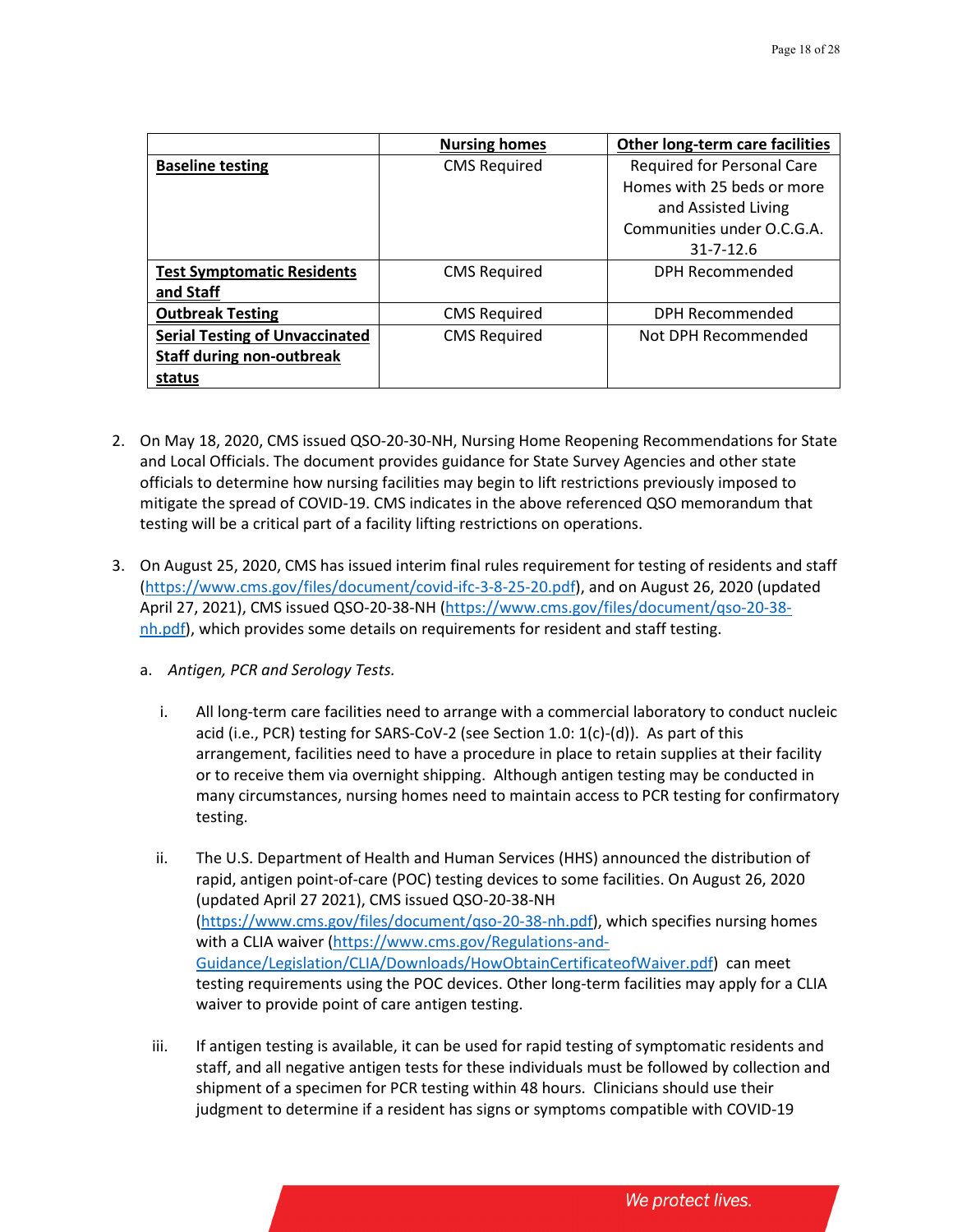| | **Nursing homes** | **Other long-term care facilities** |
|---|---|---|
| **Baseline testing** | CMS Required | Required for Personal Care Homes with 25 beds or more and Assisted Living Communities under O.C.G.A. 31-7-12.6 |
| **Test Symptomatic Residents and Staff** | CMS Required | DPH Recommended |
| **Outbreak Testing** | CMS Required | DPH Recommended |
| **Serial Testing of Unvaccinated Staff during non-outbreak status** | CMS Required | Not DPH Recommended |

2. On May 18, 2020, CMS issued QSO-20-30-NH, Nursing Home Reopening Recommendations for State and Local Officials. The document provides guidance for State Survey Agencies and other state officials to determine how nursing facilities may begin to lift restrictions previously imposed to mitigate the spread of COVID-19. CMS indicates in the above referenced QSO memorandum that testing will be a critical part of a facility lifting restrictions on operations.

3. On August 25, 2020, CMS has issued interim final rules requirement for testing of residents and staff (https://www.cms.gov/files/document/covid-ifc-3-8-25-20.pdf), and on August 26, 2020 (updated April 27, 2021), CMS issued QSO-20-38-NH (https://www.cms.gov/files/document/qso-20-38-nh.pdf), which provides some details on requirements for resident and staff testing.

   a. *Antigen, PCR and Serology Tests.*

      i. All long-term care facilities need to arrange with a commercial laboratory to conduct nucleic acid (i.e., PCR) testing for SARS-CoV-2 (see Section 1.0: 1(c)-(d)). As part of this arrangement, facilities need to have a procedure in place to retain supplies at their facility or to receive them via overnight shipping. Although antigen testing may be conducted in many circumstances, nursing homes need to maintain access to PCR testing for confirmatory testing.

      ii. The U.S. Department of Health and Human Services (HHS) announced the distribution of rapid, antigen point-of-care (POC) testing devices to some facilities. On August 26, 2020 (updated April 27 2021), CMS issued QSO-20-38-NH (https://www.cms.gov/files/document/qso-20-38-nh.pdf), which specifies nursing homes with a CLIA waiver (https://www.cms.gov/Regulations-and-Guidance/Legislation/CLIA/Downloads/HowObtainCertificateofWaiver.pdf) can meet testing requirements using the POC devices. Other long-term facilities may apply for a CLIA waiver to provide point of care antigen testing.

      iii. If antigen testing is available, it can be used for rapid testing of symptomatic residents and staff, and all negative antigen tests for these individuals must be followed by collection and shipment of a specimen for PCR testing within 48 hours. Clinicians should use their judgment to determine if a resident has signs or symptoms compatible with COVID-19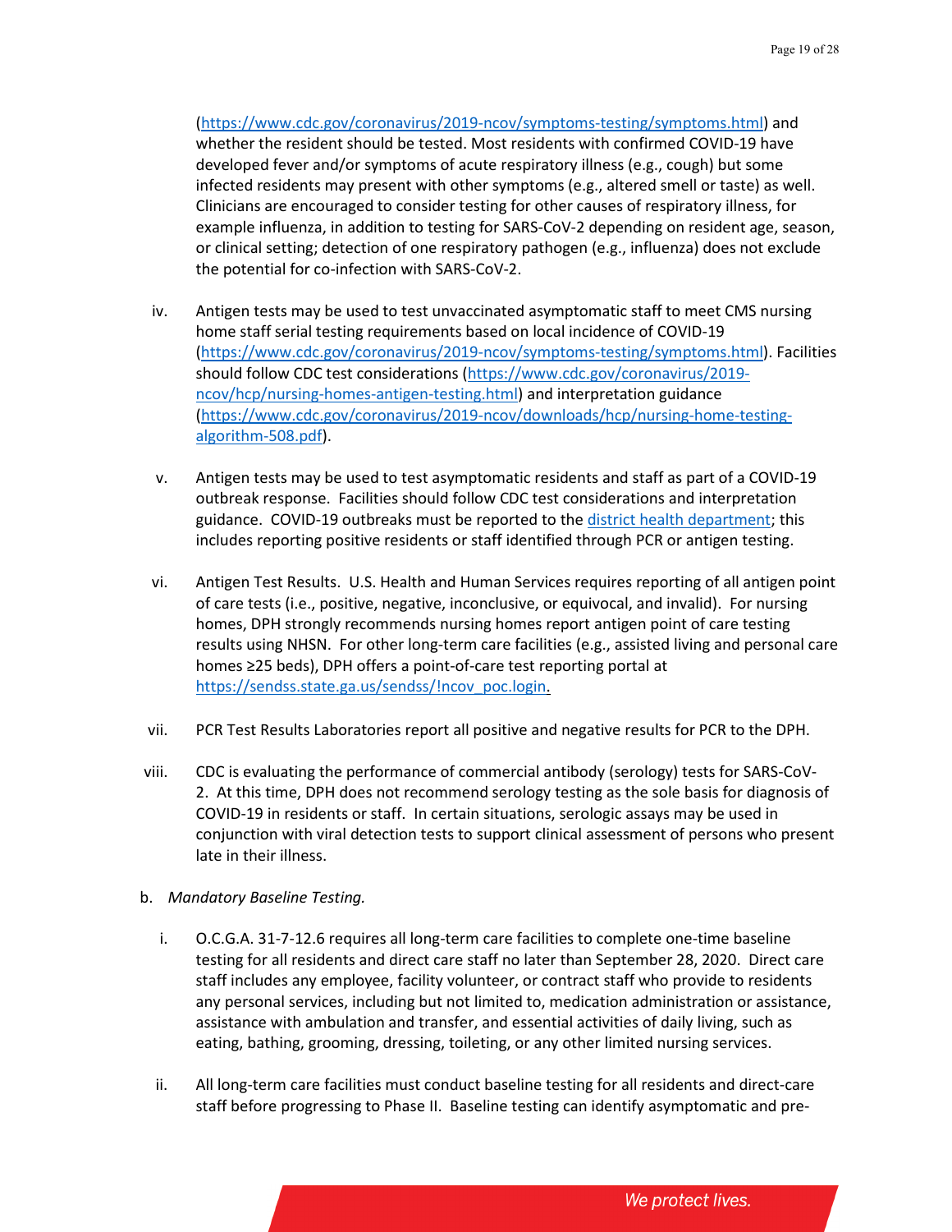(https://www.cdc.gov/coronavirus/2019-ncov/symptoms-testing/symptoms.html) and whether the resident should be tested. Most residents with confirmed COVID-19 have developed fever and/or symptoms of acute respiratory illness (e.g., cough) but some infected residents may present with other symptoms (e.g., altered smell or taste) as well. Clinicians are encouraged to consider testing for other causes of respiratory illness, for example influenza, in addition to testing for SARS-CoV-2 depending on resident age, season, or clinical setting; detection of one respiratory pathogen (e.g., influenza) does not exclude the potential for co-infection with SARS-CoV-2.

iv. Antigen tests may be used to test unvaccinated asymptomatic staff to meet CMS nursing home staff serial testing requirements based on local incidence of COVID-19 (https://www.cdc.gov/coronavirus/2019-ncov/symptoms-testing/symptoms.html). Facilities should follow CDC test considerations (https://www.cdc.gov/coronavirus/2019-ncov/hcp/nursing-homes-antigen-testing.html) and interpretation guidance (https://www.cdc.gov/coronavirus/2019-ncov/downloads/hcp/nursing-home-testing-algorithm-508.pdf).

v. Antigen tests may be used to test asymptomatic residents and staff as part of a COVID-19 outbreak response. Facilities should follow CDC test considerations and interpretation guidance. COVID-19 outbreaks must be reported to the district health department; this includes reporting positive residents or staff identified through PCR or antigen testing.

vi. Antigen Test Results. U.S. Health and Human Services requires reporting of all antigen point of care tests (i.e., positive, negative, inconclusive, or equivocal, and invalid). For nursing homes, DPH strongly recommends nursing homes report antigen point of care testing results using NHSN. For other long-term care facilities (e.g., assisted living and personal care homes ≥25 beds), DPH offers a point-of-care test reporting portal at https://sendss.state.ga.us/sendss/!ncov_poc.login.

vii. PCR Test Results Laboratories report all positive and negative results for PCR to the DPH.

viii. CDC is evaluating the performance of commercial antibody (serology) tests for SARS-CoV-2. At this time, DPH does not recommend serology testing as the sole basis for diagnosis of COVID-19 in residents or staff. In certain situations, serologic assays may be used in conjunction with viral detection tests to support clinical assessment of persons who present late in their illness.

b. *Mandatory Baseline Testing.*

i. O.C.G.A. 31-7-12.6 requires all long-term care facilities to complete one-time baseline testing for all residents and direct care staff no later than September 28, 2020. Direct care staff includes any employee, facility volunteer, or contract staff who provide to residents any personal services, including but not limited to, medication administration or assistance, assistance with ambulation and transfer, and essential activities of daily living, such as eating, bathing, grooming, dressing, toileting, or any other limited nursing services.

ii. All long-term care facilities must conduct baseline testing for all residents and direct-care staff before progressing to Phase II. Baseline testing can identify asymptomatic and pre-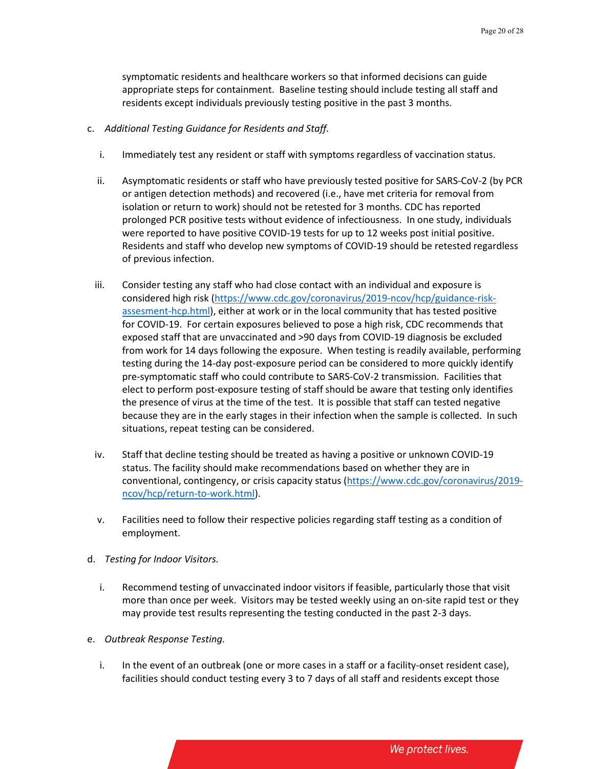symptomatic residents and healthcare workers so that informed decisions can guide appropriate steps for containment. Baseline testing should include testing all staff and residents except individuals previously testing positive in the past 3 months.

c. *Additional Testing Guidance for Residents and Staff.*

  i. Immediately test any resident or staff with symptoms regardless of vaccination status.

  ii. Asymptomatic residents or staff who have previously tested positive for SARS-CoV-2 (by PCR or antigen detection methods) and recovered (i.e., have met criteria for removal from isolation or return to work) should not be retested for 3 months. CDC has reported prolonged PCR positive tests without evidence of infectiousness. In one study, individuals were reported to have positive COVID-19 tests for up to 12 weeks post initial positive. Residents and staff who develop new symptoms of COVID-19 should be retested regardless of previous infection.

  iii. Consider testing any staff who had close contact with an individual and exposure is considered high risk ([https://www.cdc.gov/coronavirus/2019-ncov/hcp/guidance-risk-assesment-hcp.html](https://www.cdc.gov/coronavirus/2019-ncov/hcp/guidance-risk-assesment-hcp.html)), either at work or in the local community that has tested positive for COVID-19. For certain exposures believed to pose a high risk, CDC recommends that exposed staff that are unvaccinated and >90 days from COVID-19 diagnosis be excluded from work for 14 days following the exposure. When testing is readily available, performing testing during the 14-day post-exposure period can be considered to more quickly identify pre-symptomatic staff who could contribute to SARS-CoV-2 transmission. Facilities that elect to perform post-exposure testing of staff should be aware that testing only identifies the presence of virus at the time of the test. It is possible that staff can tested negative because they are in the early stages in their infection when the sample is collected. In such situations, repeat testing can be considered.

  iv. Staff that decline testing should be treated as having a positive or unknown COVID-19 status. The facility should make recommendations based on whether they are in conventional, contingency, or crisis capacity status ([https://www.cdc.gov/coronavirus/2019-ncov/hcp/return-to-work.html](https://www.cdc.gov/coronavirus/2019-ncov/hcp/return-to-work.html)).

  v. Facilities need to follow their respective policies regarding staff testing as a condition of employment.

d. *Testing for Indoor Visitors.*

  i. Recommend testing of unvaccinated indoor visitors if feasible, particularly those that visit more than once per week. Visitors may be tested weekly using an on-site rapid test or they may provide test results representing the testing conducted in the past 2-3 days.

e. *Outbreak Response Testing.*

  i. In the event of an outbreak (one or more cases in a staff or a facility-onset resident case), facilities should conduct testing every 3 to 7 days of all staff and residents except those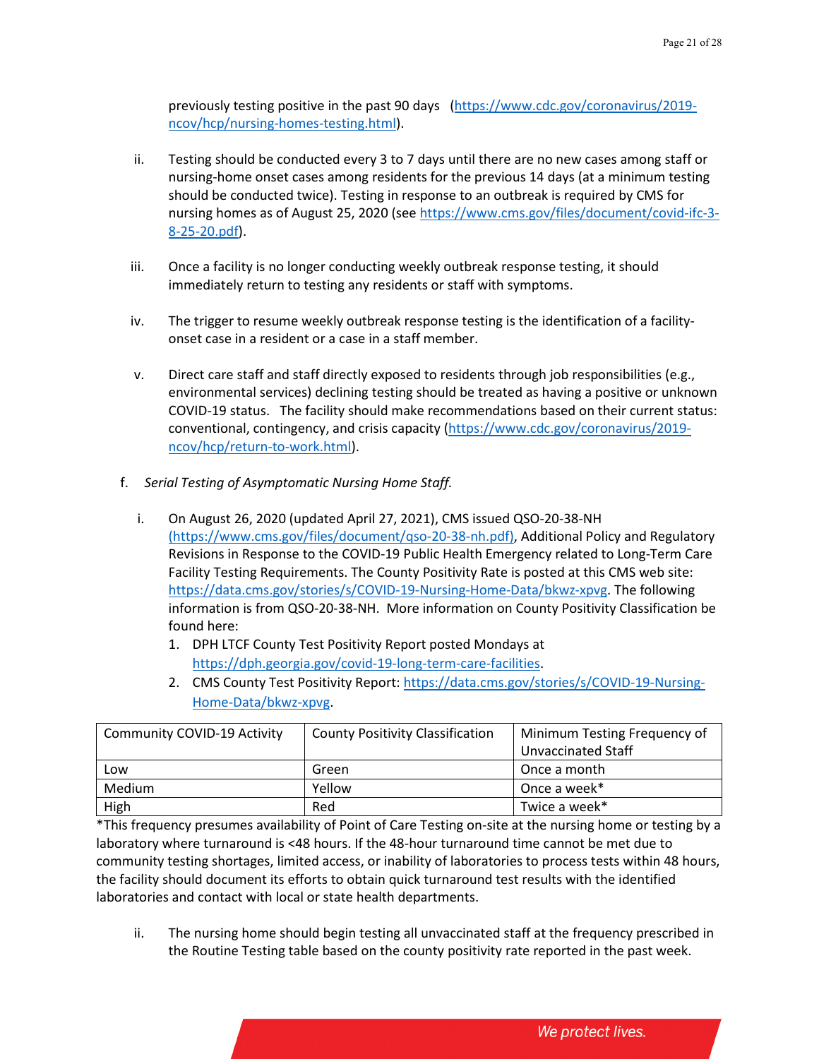previously testing positive in the past 90 days (https://www.cdc.gov/coronavirus/2019-ncov/hcp/nursing-homes-testing.html).

ii. Testing should be conducted every 3 to 7 days until there are no new cases among staff or nursing-home onset cases among residents for the previous 14 days (at a minimum testing should be conducted twice). Testing in response to an outbreak is required by CMS for nursing homes as of August 25, 2020 (see https://www.cms.gov/files/document/covid-ifc-3-8-25-20.pdf).

iii. Once a facility is no longer conducting weekly outbreak response testing, it should immediately return to testing any residents or staff with symptoms.

iv. The trigger to resume weekly outbreak response testing is the identification of a facility-onset case in a resident or a case in a staff member.

v. Direct care staff and staff directly exposed to residents through job responsibilities (e.g., environmental services) declining testing should be treated as having a positive or unknown COVID-19 status. The facility should make recommendations based on their current status: conventional, contingency, and crisis capacity (https://www.cdc.gov/coronavirus/2019-ncov/hcp/return-to-work.html).

f. *Serial Testing of Asymptomatic Nursing Home Staff.*

i. On August 26, 2020 (updated April 27, 2021), CMS issued QSO-20-38-NH (https://www.cms.gov/files/document/qso-20-38-nh.pdf), Additional Policy and Regulatory Revisions in Response to the COVID-19 Public Health Emergency related to Long-Term Care Facility Testing Requirements. The County Positivity Rate is posted at this CMS web site: https://data.cms.gov/stories/s/COVID-19-Nursing-Home-Data/bkwz-xpvg. The following information is from QSO-20-38-NH. More information on County Positivity Classification be found here:

1. DPH LTCF County Test Positivity Report posted Mondays at https://dph.georgia.gov/covid-19-long-term-care-facilities.
2. CMS County Test Positivity Report: https://data.cms.gov/stories/s/COVID-19-Nursing-Home-Data/bkwz-xpvg.

| Community COVID-19 Activity | County Positivity Classification | Minimum Testing Frequency of Unvaccinated Staff |
|---|---|---|
| Low | Green | Once a month |
| Medium | Yellow | Once a week* |
| High | Red | Twice a week* |

*This frequency presumes availability of Point of Care Testing on-site at the nursing home or testing by a laboratory where turnaround is <48 hours. If the 48-hour turnaround time cannot be met due to community testing shortages, limited access, or inability of laboratories to process tests within 48 hours, the facility should document its efforts to obtain quick turnaround test results with the identified laboratories and contact with local or state health departments.

ii. The nursing home should begin testing all unvaccinated staff at the frequency prescribed in the Routine Testing table based on the county positivity rate reported in the past week.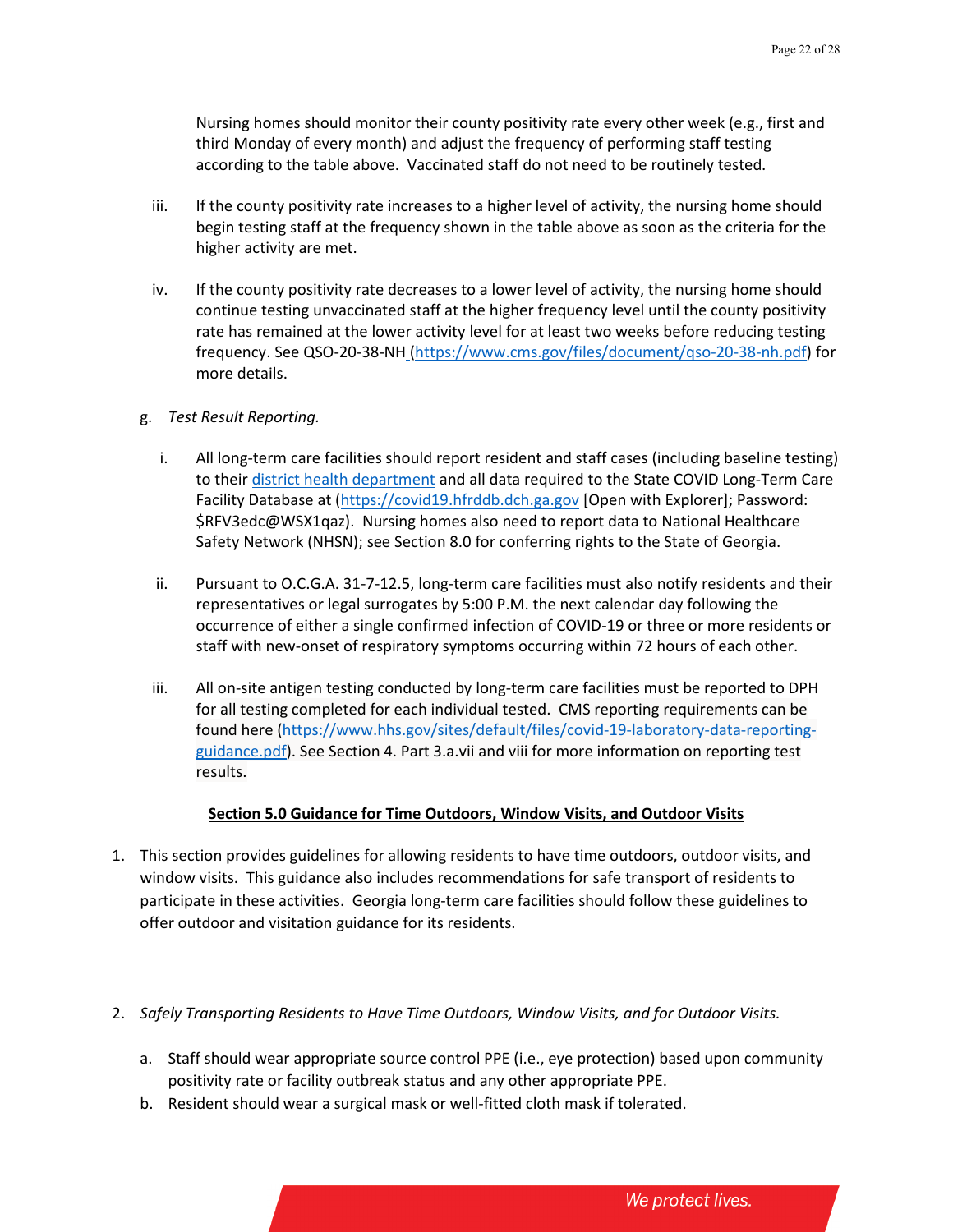Nursing homes should monitor their county positivity rate every other week (e.g., first and third Monday of every month) and adjust the frequency of performing staff testing according to the table above. Vaccinated staff do not need to be routinely tested.

iii. If the county positivity rate increases to a higher level of activity, the nursing home should begin testing staff at the frequency shown in the table above as soon as the criteria for the higher activity are met.

iv. If the county positivity rate decreases to a lower level of activity, the nursing home should continue testing unvaccinated staff at the higher frequency level until the county positivity rate has remained at the lower activity level for at least two weeks before reducing testing frequency. See QSO-20-38-NH (https://www.cms.gov/files/document/qso-20-38-nh.pdf) for more details.

g. *Test Result Reporting.*

i. All long-term care facilities should report resident and staff cases (including baseline testing) to their district health department and all data required to the State COVID Long-Term Care Facility Database at (https://covid19.hfrddb.dch.ga.gov [Open with Explorer]; Password: $RFV3edc@WSX1qaz). Nursing homes also need to report data to National Healthcare Safety Network (NHSN); see Section 8.0 for conferring rights to the State of Georgia.

ii. Pursuant to O.C.G.A. 31-7-12.5, long-term care facilities must also notify residents and their representatives or legal surrogates by 5:00 P.M. the next calendar day following the occurrence of either a single confirmed infection of COVID-19 or three or more residents or staff with new-onset of respiratory symptoms occurring within 72 hours of each other.

iii. All on-site antigen testing conducted by long-term care facilities must be reported to DPH for all testing completed for each individual tested. CMS reporting requirements can be found here (https://www.hhs.gov/sites/default/files/covid-19-laboratory-data-reporting-guidance.pdf). See Section 4. Part 3.a.vii and viii for more information on reporting test results.

## Section 5.0 Guidance for Time Outdoors, Window Visits, and Outdoor Visits

1. This section provides guidelines for allowing residents to have time outdoors, outdoor visits, and window visits. This guidance also includes recommendations for safe transport of residents to participate in these activities. Georgia long-term care facilities should follow these guidelines to offer outdoor and visitation guidance for its residents.

2. *Safely Transporting Residents to Have Time Outdoors, Window Visits, and for Outdoor Visits.*

   a. Staff should wear appropriate source control PPE (i.e., eye protection) based upon community positivity rate or facility outbreak status and any other appropriate PPE.
   b. Resident should wear a surgical mask or well-fitted cloth mask if tolerated.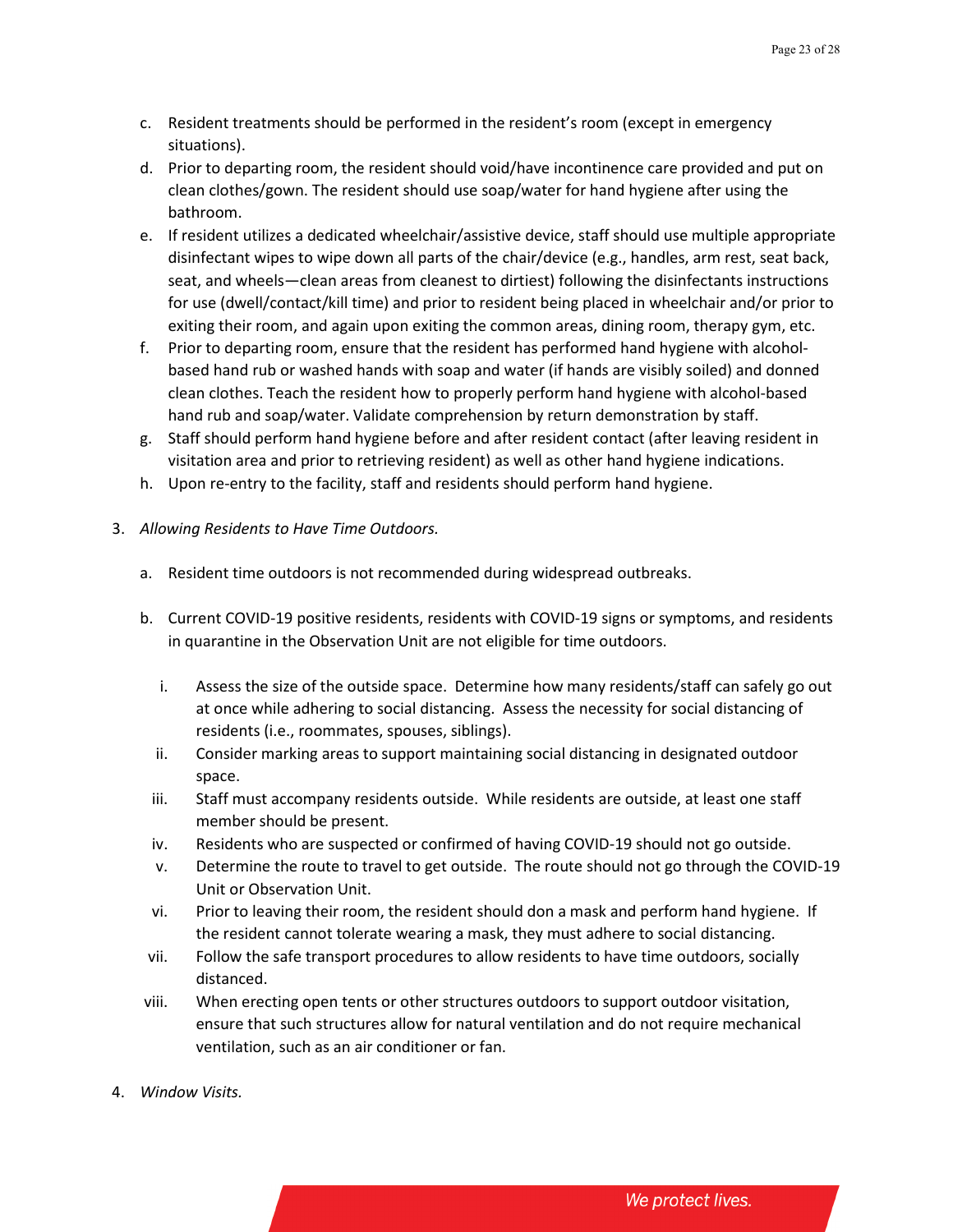c. Resident treatments should be performed in the resident's room (except in emergency situations).
d. Prior to departing room, the resident should void/have incontinence care provided and put on clean clothes/gown. The resident should use soap/water for hand hygiene after using the bathroom.
e. If resident utilizes a dedicated wheelchair/assistive device, staff should use multiple appropriate disinfectant wipes to wipe down all parts of the chair/device (e.g., handles, arm rest, seat back, seat, and wheels—clean areas from cleanest to dirtiest) following the disinfectants instructions for use (dwell/contact/kill time) and prior to resident being placed in wheelchair and/or prior to exiting their room, and again upon exiting the common areas, dining room, therapy gym, etc.
f. Prior to departing room, ensure that the resident has performed hand hygiene with alcohol-based hand rub or washed hands with soap and water (if hands are visibly soiled) and donned clean clothes. Teach the resident how to properly perform hand hygiene with alcohol-based hand rub and soap/water. Validate comprehension by return demonstration by staff.
g. Staff should perform hand hygiene before and after resident contact (after leaving resident in visitation area and prior to retrieving resident) as well as other hand hygiene indications.
h. Upon re-entry to the facility, staff and residents should perform hand hygiene.

3. *Allowing Residents to Have Time Outdoors.*

   a. Resident time outdoors is not recommended during widespread outbreaks.

   b. Current COVID-19 positive residents, residents with COVID-19 signs or symptoms, and residents in quarantine in the Observation Unit are not eligible for time outdoors.

      i. Assess the size of the outside space. Determine how many residents/staff can safely go out at once while adhering to social distancing. Assess the necessity for social distancing of residents (i.e., roommates, spouses, siblings).
      ii. Consider marking areas to support maintaining social distancing in designated outdoor space.
      iii. Staff must accompany residents outside. While residents are outside, at least one staff member should be present.
      iv. Residents who are suspected or confirmed of having COVID-19 should not go outside.
      v. Determine the route to travel to get outside. The route should not go through the COVID-19 Unit or Observation Unit.
      vi. Prior to leaving their room, the resident should don a mask and perform hand hygiene. If the resident cannot tolerate wearing a mask, they must adhere to social distancing.
      vii. Follow the safe transport procedures to allow residents to have time outdoors, socially distanced.
      viii. When erecting open tents or other structures outdoors to support outdoor visitation, ensure that such structures allow for natural ventilation and do not require mechanical ventilation, such as an air conditioner or fan.

4. *Window Visits.*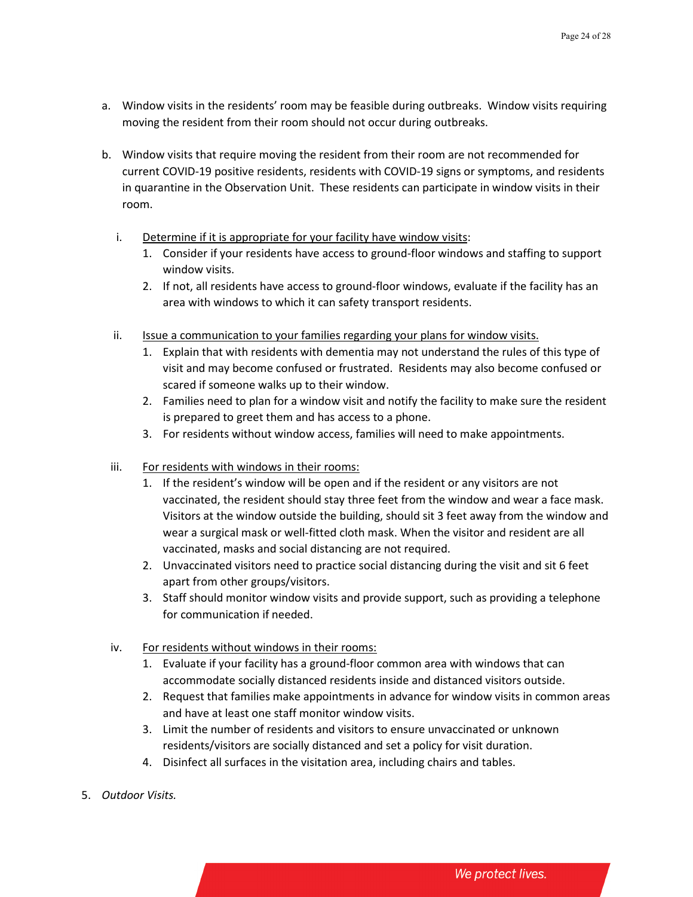a. Window visits in the residents' room may be feasible during outbreaks. Window visits requiring moving the resident from their room should not occur during outbreaks.

b. Window visits that require moving the resident from their room are not recommended for current COVID-19 positive residents, residents with COVID-19 signs or symptoms, and residents in quarantine in the Observation Unit. These residents can participate in window visits in their room.

   i. <u>Determine if it is appropriate for your facility have window visits</u>:
      1. Consider if your residents have access to ground-floor windows and staffing to support window visits.
      2. If not, all residents have access to ground-floor windows, evaluate if the facility has an area with windows to which it can safety transport residents.

   ii. <u>Issue a communication to your families regarding your plans for window visits.</u>
      1. Explain that with residents with dementia may not understand the rules of this type of visit and may become confused or frustrated. Residents may also become confused or scared if someone walks up to their window.
      2. Families need to plan for a window visit and notify the facility to make sure the resident is prepared to greet them and has access to a phone.
      3. For residents without window access, families will need to make appointments.

   iii. <u>For residents with windows in their rooms:</u>
      1. If the resident's window will be open and if the resident or any visitors are not vaccinated, the resident should stay three feet from the window and wear a face mask. Visitors at the window outside the building, should sit 3 feet away from the window and wear a surgical mask or well-fitted cloth mask. When the visitor and resident are all vaccinated, masks and social distancing are not required.
      2. Unvaccinated visitors need to practice social distancing during the visit and sit 6 feet apart from other groups/visitors.
      3. Staff should monitor window visits and provide support, such as providing a telephone for communication if needed.

   iv. <u>For residents without windows in their rooms:</u>
      1. Evaluate if your facility has a ground-floor common area with windows that can accommodate socially distanced residents inside and distanced visitors outside.
      2. Request that families make appointments in advance for window visits in common areas and have at least one staff monitor window visits.
      3. Limit the number of residents and visitors to ensure unvaccinated or unknown residents/visitors are socially distanced and set a policy for visit duration.
      4. Disinfect all surfaces in the visitation area, including chairs and tables.

5. *Outdoor Visits.*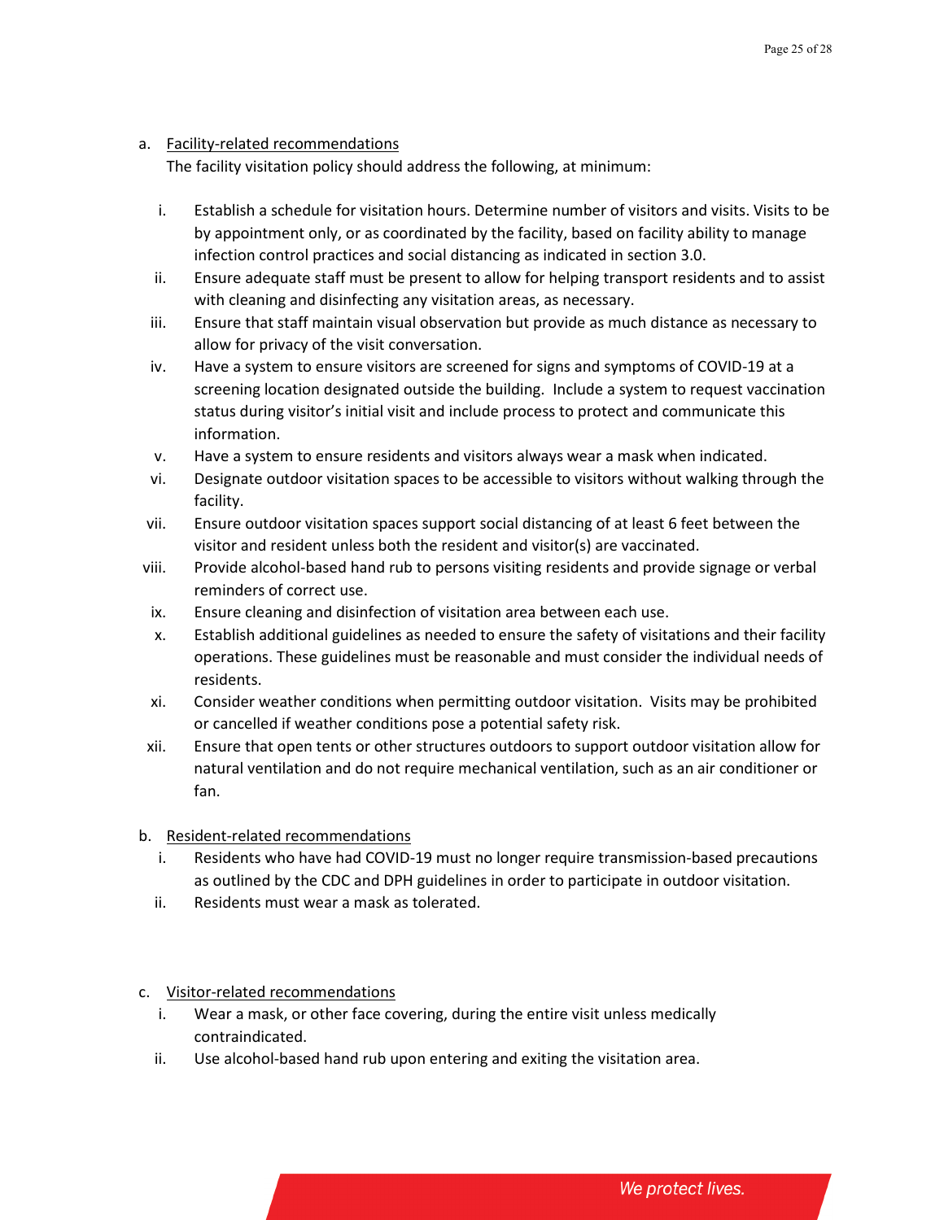a. <u>Facility-related recommendations</u>

The facility visitation policy should address the following, at minimum:

i. Establish a schedule for visitation hours. Determine number of visitors and visits. Visits to be by appointment only, or as coordinated by the facility, based on facility ability to manage infection control practices and social distancing as indicated in section 3.0.
ii. Ensure adequate staff must be present to allow for helping transport residents and to assist with cleaning and disinfecting any visitation areas, as necessary.
iii. Ensure that staff maintain visual observation but provide as much distance as necessary to allow for privacy of the visit conversation.
iv. Have a system to ensure visitors are screened for signs and symptoms of COVID-19 at a screening location designated outside the building. Include a system to request vaccination status during visitor's initial visit and include process to protect and communicate this information.
v. Have a system to ensure residents and visitors always wear a mask when indicated.
vi. Designate outdoor visitation spaces to be accessible to visitors without walking through the facility.
vii. Ensure outdoor visitation spaces support social distancing of at least 6 feet between the visitor and resident unless both the resident and visitor(s) are vaccinated.
viii. Provide alcohol-based hand rub to persons visiting residents and provide signage or verbal reminders of correct use.
ix. Ensure cleaning and disinfection of visitation area between each use.
x. Establish additional guidelines as needed to ensure the safety of visitations and their facility operations. These guidelines must be reasonable and must consider the individual needs of residents.
xi. Consider weather conditions when permitting outdoor visitation. Visits may be prohibited or cancelled if weather conditions pose a potential safety risk.
xii. Ensure that open tents or other structures outdoors to support outdoor visitation allow for natural ventilation and do not require mechanical ventilation, such as an air conditioner or fan.

b. <u>Resident-related recommendations</u>

i. Residents who have had COVID-19 must no longer require transmission-based precautions as outlined by the CDC and DPH guidelines in order to participate in outdoor visitation.
ii. Residents must wear a mask as tolerated.

c. <u>Visitor-related recommendations</u>

i. Wear a mask, or other face covering, during the entire visit unless medically contraindicated.
ii. Use alcohol-based hand rub upon entering and exiting the visitation area.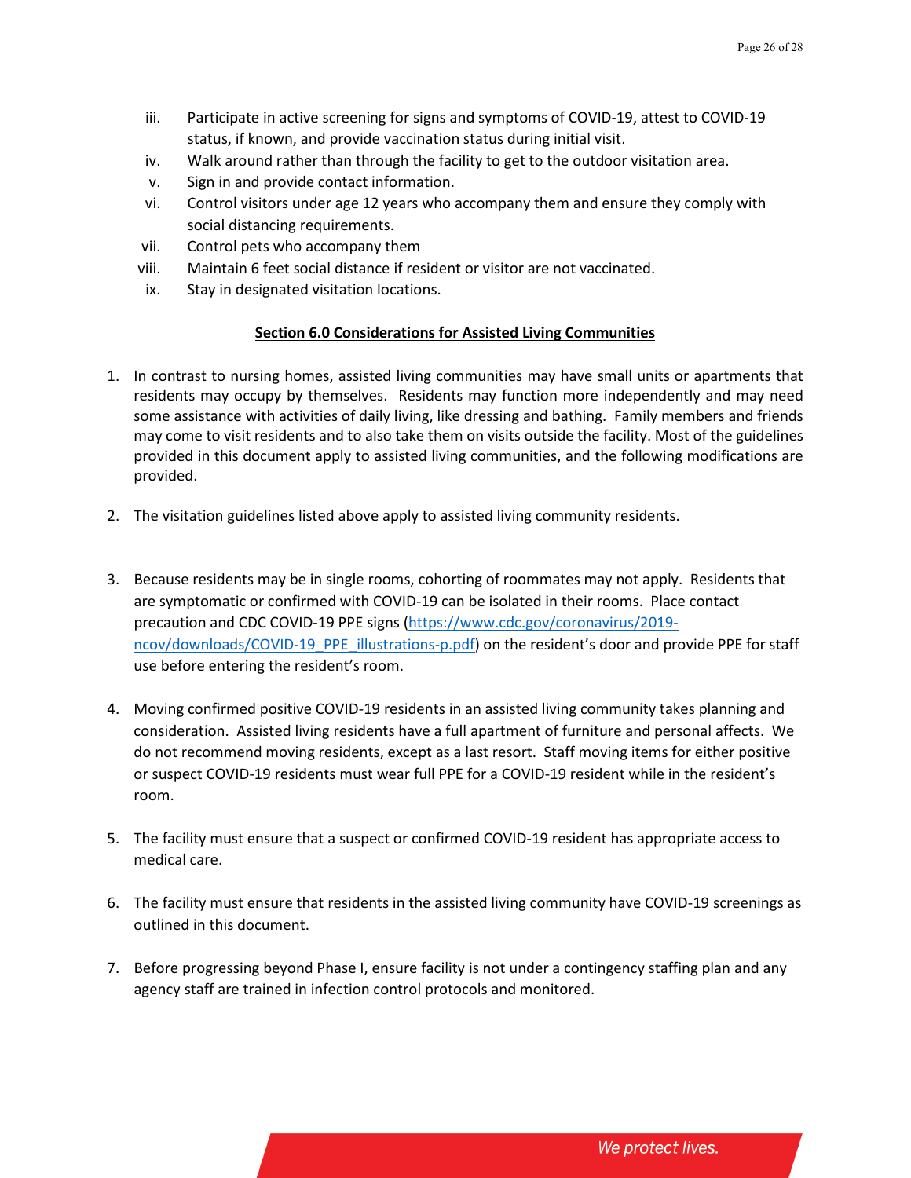iii. Participate in active screening for signs and symptoms of COVID-19, attest to COVID-19 status, if known, and provide vaccination status during initial visit.
iv. Walk around rather than through the facility to get to the outdoor visitation area.
v. Sign in and provide contact information.
vi. Control visitors under age 12 years who accompany them and ensure they comply with social distancing requirements.
vii. Control pets who accompany them
viii. Maintain 6 feet social distance if resident or visitor are not vaccinated.
ix. Stay in designated visitation locations.

## Section 6.0 Considerations for Assisted Living Communities

1. In contrast to nursing homes, assisted living communities may have small units or apartments that residents may occupy by themselves. Residents may function more independently and may need some assistance with activities of daily living, like dressing and bathing. Family members and friends may come to visit residents and to also take them on visits outside the facility. Most of the guidelines provided in this document apply to assisted living communities, and the following modifications are provided.

2. The visitation guidelines listed above apply to assisted living community residents.

3. Because residents may be in single rooms, cohorting of roommates may not apply. Residents that are symptomatic or confirmed with COVID-19 can be isolated in their rooms. Place contact precaution and CDC COVID-19 PPE signs (https://www.cdc.gov/coronavirus/2019-ncov/downloads/COVID-19_PPE_illustrations-p.pdf) on the resident's door and provide PPE for staff use before entering the resident's room.

4. Moving confirmed positive COVID-19 residents in an assisted living community takes planning and consideration. Assisted living residents have a full apartment of furniture and personal affects. We do not recommend moving residents, except as a last resort. Staff moving items for either positive or suspect COVID-19 residents must wear full PPE for a COVID-19 resident while in the resident's room.

5. The facility must ensure that a suspect or confirmed COVID-19 resident has appropriate access to medical care.

6. The facility must ensure that residents in the assisted living community have COVID-19 screenings as outlined in this document.

7. Before progressing beyond Phase I, ensure facility is not under a contingency staffing plan and any agency staff are trained in infection control protocols and monitored.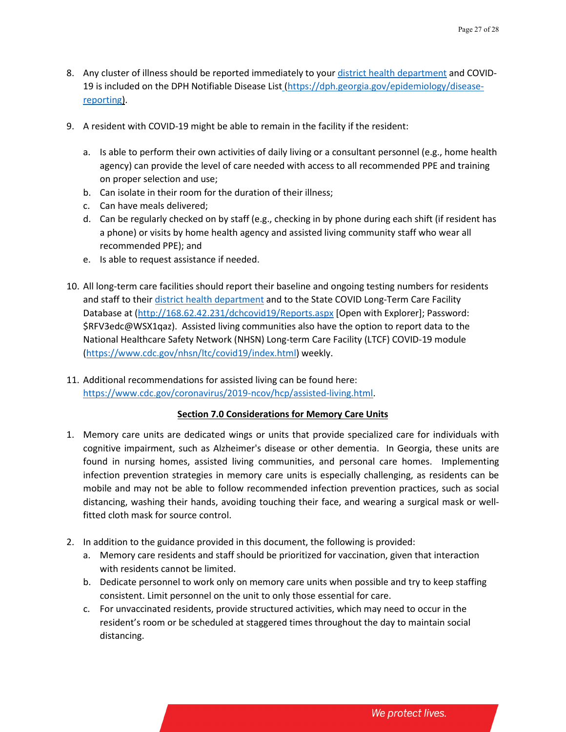8. Any cluster of illness should be reported immediately to your [district health department](district health department) and COVID-19 is included on the DPH Notifiable Disease List ([https://dph.georgia.gov/epidemiology/disease-reporting](https://dph.georgia.gov/epidemiology/disease-reporting)).

9. A resident with COVID-19 might be able to remain in the facility if the resident:

   a. Is able to perform their own activities of daily living or a consultant personnel (e.g., home health agency) can provide the level of care needed with access to all recommended PPE and training on proper selection and use;
   b. Can isolate in their room for the duration of their illness;
   c. Can have meals delivered;
   d. Can be regularly checked on by staff (e.g., checking in by phone during each shift (if resident has a phone) or visits by home health agency and assisted living community staff who wear all recommended PPE); and
   e. Is able to request assistance if needed.

10. All long-term care facilities should report their baseline and ongoing testing numbers for residents and staff to their [district health department](district health department) and to the State COVID Long-Term Care Facility Database at ([http://168.62.42.231/dchcovid19/Reports.aspx](http://168.62.42.231/dchcovid19/Reports.aspx) [Open with Explorer]; Password: $RFV3edc@WSX1qaz). Assisted living communities also have the option to report data to the National Healthcare Safety Network (NHSN) Long-term Care Facility (LTCF) COVID-19 module ([https://www.cdc.gov/nhsn/ltc/covid19/index.html](https://www.cdc.gov/nhsn/ltc/covid19/index.html)) weekly.

11. Additional recommendations for assisted living can be found here: [https://www.cdc.gov/coronavirus/2019-ncov/hcp/assisted-living.html](https://www.cdc.gov/coronavirus/2019-ncov/hcp/assisted-living.html).

## Section 7.0 Considerations for Memory Care Units

1. Memory care units are dedicated wings or units that provide specialized care for individuals with cognitive impairment, such as Alzheimer's disease or other dementia. In Georgia, these units are found in nursing homes, assisted living communities, and personal care homes. Implementing infection prevention strategies in memory care units is especially challenging, as residents can be mobile and may not be able to follow recommended infection prevention practices, such as social distancing, washing their hands, avoiding touching their face, and wearing a surgical mask or well-fitted cloth mask for source control.

2. In addition to the guidance provided in this document, the following is provided:
   a. Memory care residents and staff should be prioritized for vaccination, given that interaction with residents cannot be limited.
   b. Dedicate personnel to work only on memory care units when possible and try to keep staffing consistent. Limit personnel on the unit to only those essential for care.
   c. For unvaccinated residents, provide structured activities, which may need to occur in the resident's room or be scheduled at staggered times throughout the day to maintain social distancing.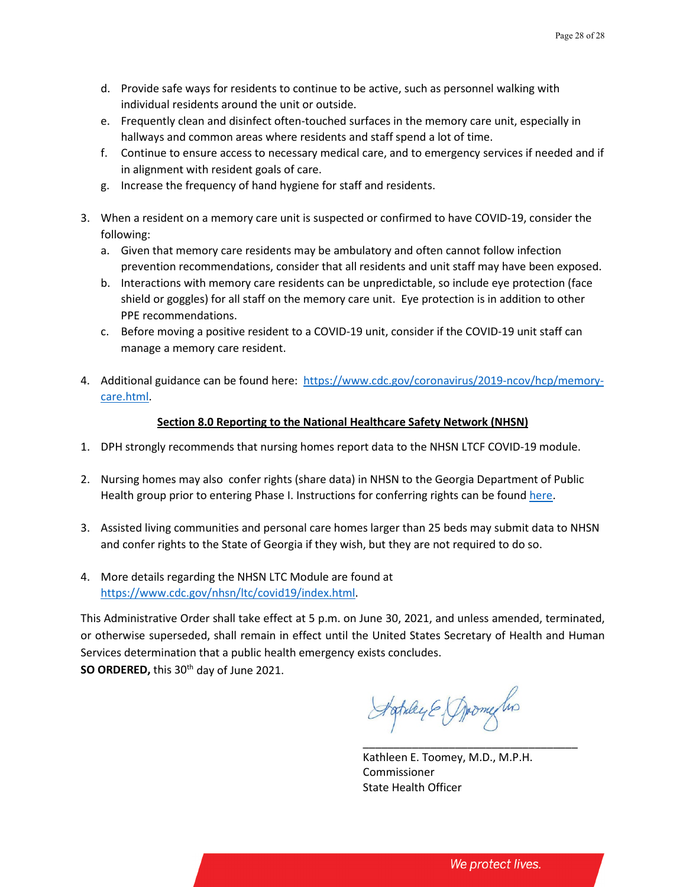d. Provide safe ways for residents to continue to be active, such as personnel walking with individual residents around the unit or outside.
e. Frequently clean and disinfect often-touched surfaces in the memory care unit, especially in hallways and common areas where residents and staff spend a lot of time.
f. Continue to ensure access to necessary medical care, and to emergency services if needed and if in alignment with resident goals of care.
g. Increase the frequency of hand hygiene for staff and residents.

3. When a resident on a memory care unit is suspected or confirmed to have COVID-19, consider the following:
   a. Given that memory care residents may be ambulatory and often cannot follow infection prevention recommendations, consider that all residents and unit staff may have been exposed.
   b. Interactions with memory care residents can be unpredictable, so include eye protection (face shield or goggles) for all staff on the memory care unit. Eye protection is in addition to other PPE recommendations.
   c. Before moving a positive resident to a COVID-19 unit, consider if the COVID-19 unit staff can manage a memory care resident.

4. Additional guidance can be found here: https://www.cdc.gov/coronavirus/2019-ncov/hcp/memory-care.html.

## Section 8.0 Reporting to the National Healthcare Safety Network (NHSN)

1. DPH strongly recommends that nursing homes report data to the NHSN LTCF COVID-19 module.

2. Nursing homes may also confer rights (share data) in NHSN to the Georgia Department of Public Health group prior to entering Phase I. Instructions for conferring rights can be found here.

3. Assisted living communities and personal care homes larger than 25 beds may submit data to NHSN and confer rights to the State of Georgia if they wish, but they are not required to do so.

4. More details regarding the NHSN LTC Module are found at https://www.cdc.gov/nhsn/ltc/covid19/index.html.

This Administrative Order shall take effect at 5 p.m. on June 30, 2021, and unless amended, terminated, or otherwise superseded, shall remain in effect until the United States Secretary of Health and Human Services determination that a public health emergency exists concludes.

**SO ORDERED,** this 30th day of June 2021.

Kathleen E. Toomey, M.D., M.P.H.
Commissioner
State Health Officer

*We protect lives.*